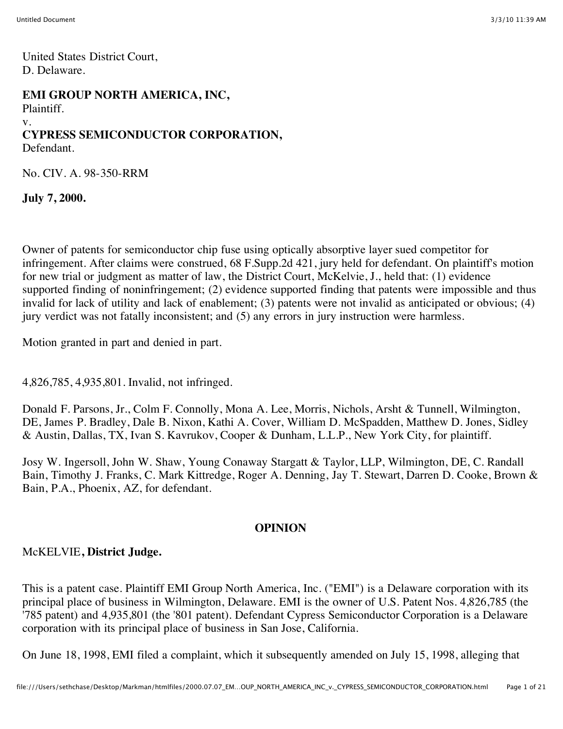United States District Court,
D. Delaware.

**EMI GROUP NORTH AMERICA, INC,**
Plaintiff.
v.
**CYPRESS SEMICONDUCTOR CORPORATION,**
Defendant.

No. CIV. A. 98-350-RRM

**July 7, 2000.**

Owner of patents for semiconductor chip fuse using optically absorptive layer sued competitor for infringement. After claims were construed, 68 F.Supp.2d 421, jury held for defendant. On plaintiff's motion for new trial or judgment as matter of law, the District Court, McKelvie, J., held that: (1) evidence supported finding of noninfringement; (2) evidence supported finding that patents were impossible and thus invalid for lack of utility and lack of enablement; (3) patents were not invalid as anticipated or obvious; (4) jury verdict was not fatally inconsistent; and (5) any errors in jury instruction were harmless.

Motion granted in part and denied in part.

4,826,785, 4,935,801. Invalid, not infringed.

Donald F. Parsons, Jr., Colm F. Connolly, Mona A. Lee, Morris, Nichols, Arsht & Tunnell, Wilmington, DE, James P. Bradley, Dale B. Nixon, Kathi A. Cover, William D. McSpadden, Matthew D. Jones, Sidley & Austin, Dallas, TX, Ivan S. Kavrukov, Cooper & Dunham, L.L.P., New York City, for plaintiff.

Josy W. Ingersoll, John W. Shaw, Young Conaway Stargatt & Taylor, LLP, Wilmington, DE, C. Randall Bain, Timothy J. Franks, C. Mark Kittredge, Roger A. Denning, Jay T. Stewart, Darren D. Cooke, Brown & Bain, P.A., Phoenix, AZ, for defendant.

## OPINION

McKELVIE**, District Judge.**

This is a patent case. Plaintiff EMI Group North America, Inc. ("EMI") is a Delaware corporation with its principal place of business in Wilmington, Delaware. EMI is the owner of U.S. Patent Nos. 4,826,785 (the '785 patent) and 4,935,801 (the '801 patent). Defendant Cypress Semiconductor Corporation is a Delaware corporation with its principal place of business in San Jose, California.

On June 18, 1998, EMI filed a complaint, which it subsequently amended on July 15, 1998, alleging that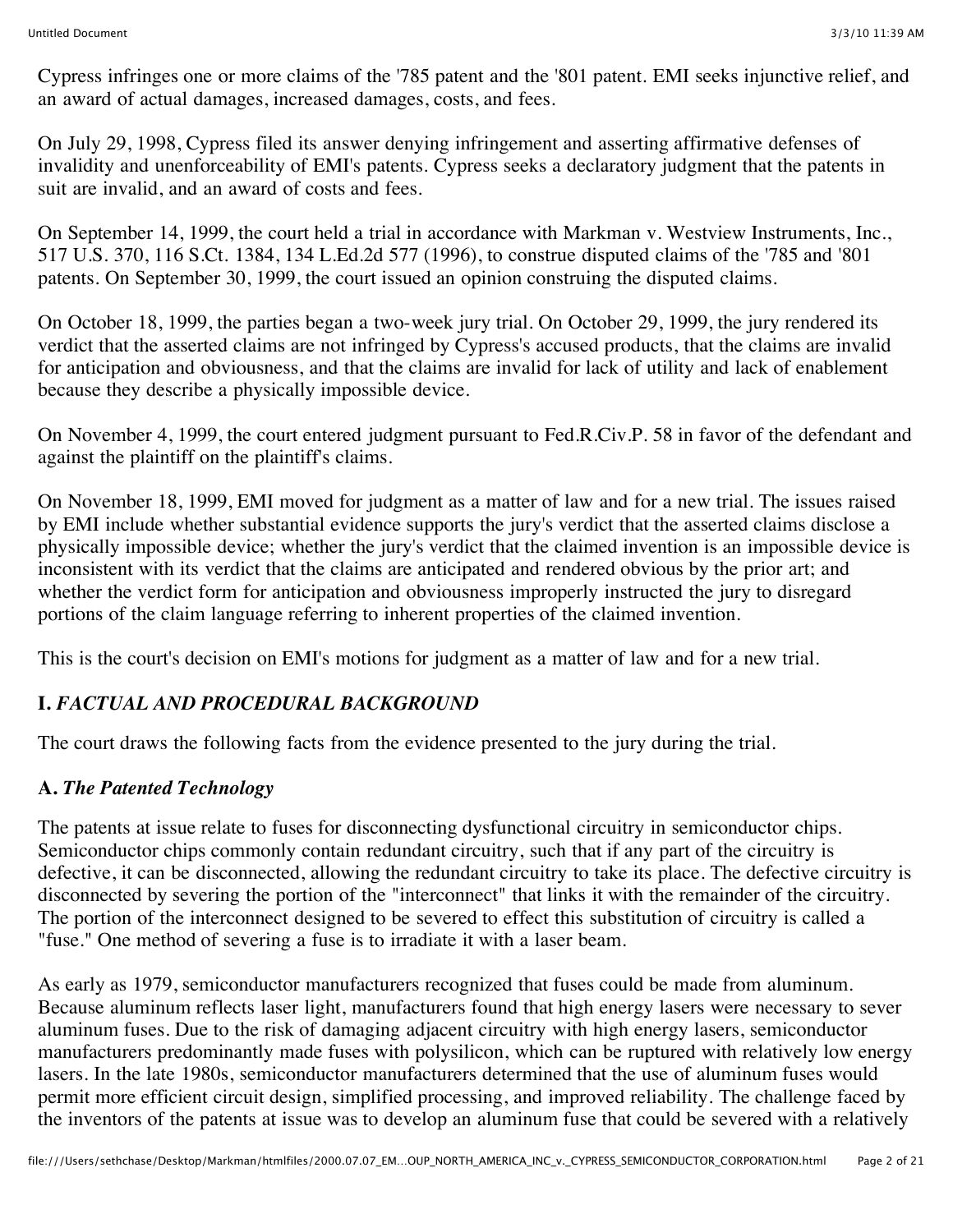Cypress infringes one or more claims of the '785 patent and the '801 patent. EMI seeks injunctive relief, and an award of actual damages, increased damages, costs, and fees.

On July 29, 1998, Cypress filed its answer denying infringement and asserting affirmative defenses of invalidity and unenforceability of EMI's patents. Cypress seeks a declaratory judgment that the patents in suit are invalid, and an award of costs and fees.

On September 14, 1999, the court held a trial in accordance with Markman v. Westview Instruments, Inc., 517 U.S. 370, 116 S.Ct. 1384, 134 L.Ed.2d 577 (1996), to construe disputed claims of the '785 and '801 patents. On September 30, 1999, the court issued an opinion construing the disputed claims.

On October 18, 1999, the parties began a two-week jury trial. On October 29, 1999, the jury rendered its verdict that the asserted claims are not infringed by Cypress's accused products, that the claims are invalid for anticipation and obviousness, and that the claims are invalid for lack of utility and lack of enablement because they describe a physically impossible device.

On November 4, 1999, the court entered judgment pursuant to Fed.R.Civ.P. 58 in favor of the defendant and against the plaintiff on the plaintiff's claims.

On November 18, 1999, EMI moved for judgment as a matter of law and for a new trial. The issues raised by EMI include whether substantial evidence supports the jury's verdict that the asserted claims disclose a physically impossible device; whether the jury's verdict that the claimed invention is an impossible device is inconsistent with its verdict that the claims are anticipated and rendered obvious by the prior art; and whether the verdict form for anticipation and obviousness improperly instructed the jury to disregard portions of the claim language referring to inherent properties of the claimed invention.

This is the court's decision on EMI's motions for judgment as a matter of law and for a new trial.

## I. *FACTUAL AND PROCEDURAL BACKGROUND*

The court draws the following facts from the evidence presented to the jury during the trial.

### A. *The Patented Technology*

The patents at issue relate to fuses for disconnecting dysfunctional circuitry in semiconductor chips. Semiconductor chips commonly contain redundant circuitry, such that if any part of the circuitry is defective, it can be disconnected, allowing the redundant circuitry to take its place. The defective circuitry is disconnected by severing the portion of the "interconnect" that links it with the remainder of the circuitry. The portion of the interconnect designed to be severed to effect this substitution of circuitry is called a "fuse." One method of severing a fuse is to irradiate it with a laser beam.

As early as 1979, semiconductor manufacturers recognized that fuses could be made from aluminum. Because aluminum reflects laser light, manufacturers found that high energy lasers were necessary to sever aluminum fuses. Due to the risk of damaging adjacent circuitry with high energy lasers, semiconductor manufacturers predominantly made fuses with polysilicon, which can be ruptured with relatively low energy lasers. In the late 1980s, semiconductor manufacturers determined that the use of aluminum fuses would permit more efficient circuit design, simplified processing, and improved reliability. The challenge faced by the inventors of the patents at issue was to develop an aluminum fuse that could be severed with a relatively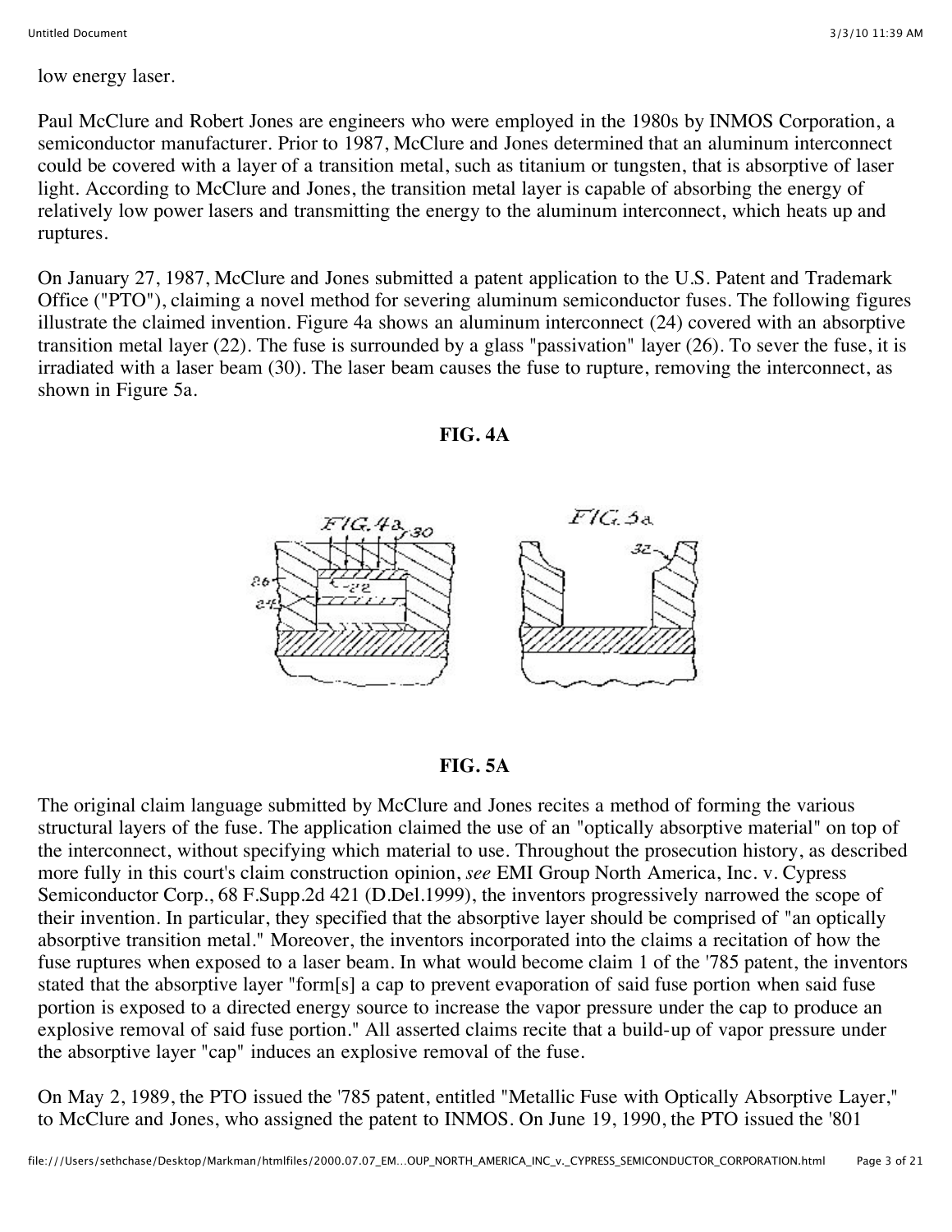low energy laser.

Paul McClure and Robert Jones are engineers who were employed in the 1980s by INMOS Corporation, a semiconductor manufacturer. Prior to 1987, McClure and Jones determined that an aluminum interconnect could be covered with a layer of a transition metal, such as titanium or tungsten, that is absorptive of laser light. According to McClure and Jones, the transition metal layer is capable of absorbing the energy of relatively low power lasers and transmitting the energy to the aluminum interconnect, which heats up and ruptures.

On January 27, 1987, McClure and Jones submitted a patent application to the U.S. Patent and Trademark Office ("PTO"), claiming a novel method for severing aluminum semiconductor fuses. The following figures illustrate the claimed invention. Figure 4a shows an aluminum interconnect (24) covered with an absorptive transition metal layer (22). The fuse is surrounded by a glass "passivation" layer (26). To sever the fuse, it is irradiated with a laser beam (30). The laser beam causes the fuse to rupture, removing the interconnect, as shown in Figure 5a.

**FIG. 4A**

**FIG. 5A**

The original claim language submitted by McClure and Jones recites a method of forming the various structural layers of the fuse. The application claimed the use of an "optically absorptive material" on top of the interconnect, without specifying which material to use. Throughout the prosecution history, as described more fully in this court's claim construction opinion, *see* EMI Group North America, Inc. v. Cypress Semiconductor Corp., 68 F.Supp.2d 421 (D.Del.1999), the inventors progressively narrowed the scope of their invention. In particular, they specified that the absorptive layer should be comprised of "an optically absorptive transition metal." Moreover, the inventors incorporated into the claims a recitation of how the fuse ruptures when exposed to a laser beam. In what would become claim 1 of the '785 patent, the inventors stated that the absorptive layer "form[s] a cap to prevent evaporation of said fuse portion when said fuse portion is exposed to a directed energy source to increase the vapor pressure under the cap to produce an explosive removal of said fuse portion." All asserted claims recite that a build-up of vapor pressure under the absorptive layer "cap" induces an explosive removal of the fuse.

On May 2, 1989, the PTO issued the '785 patent, entitled "Metallic Fuse with Optically Absorptive Layer," to McClure and Jones, who assigned the patent to INMOS. On June 19, 1990, the PTO issued the '801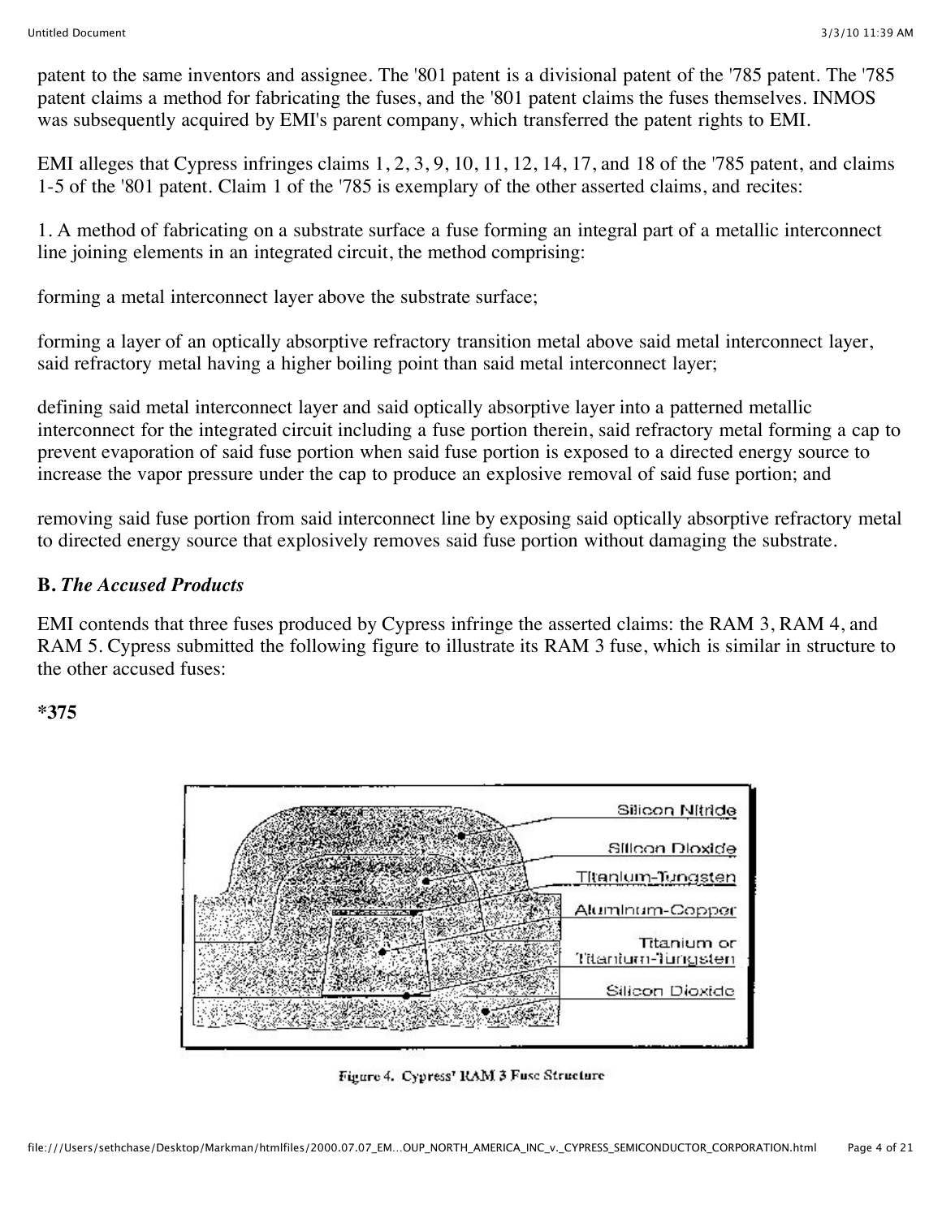patent to the same inventors and assignee. The '801 patent is a divisional patent of the '785 patent. The '785 patent claims a method for fabricating the fuses, and the '801 patent claims the fuses themselves. INMOS was subsequently acquired by EMI's parent company, which transferred the patent rights to EMI.

EMI alleges that Cypress infringes claims 1, 2, 3, 9, 10, 11, 12, 14, 17, and 18 of the '785 patent, and claims 1-5 of the '801 patent. Claim 1 of the '785 is exemplary of the other asserted claims, and recites:

1. A method of fabricating on a substrate surface a fuse forming an integral part of a metallic interconnect line joining elements in an integrated circuit, the method comprising:

forming a metal interconnect layer above the substrate surface;

forming a layer of an optically absorptive refractory transition metal above said metal interconnect layer, said refractory metal having a higher boiling point than said metal interconnect layer;

defining said metal interconnect layer and said optically absorptive layer into a patterned metallic interconnect for the integrated circuit including a fuse portion therein, said refractory metal forming a cap to prevent evaporation of said fuse portion when said fuse portion is exposed to a directed energy source to increase the vapor pressure under the cap to produce an explosive removal of said fuse portion; and

removing said fuse portion from said interconnect line by exposing said optically absorptive refractory metal to directed energy source that explosively removes said fuse portion without damaging the substrate.

**B.** ***The Accused Products***

EMI contends that three fuses produced by Cypress infringe the asserted claims: the RAM 3, RAM 4, and RAM 5. Cypress submitted the following figure to illustrate its RAM 3 fuse, which is similar in structure to the other accused fuses:

**\*375**

Silicon Nitride

Silicon Dioxide

Titanium-Tungsten

Aluminum-Copper

Titanium or Titanium-Tungsten

Silicon Dioxide

Figure 4. Cypress' RAM 3 Fuse Structure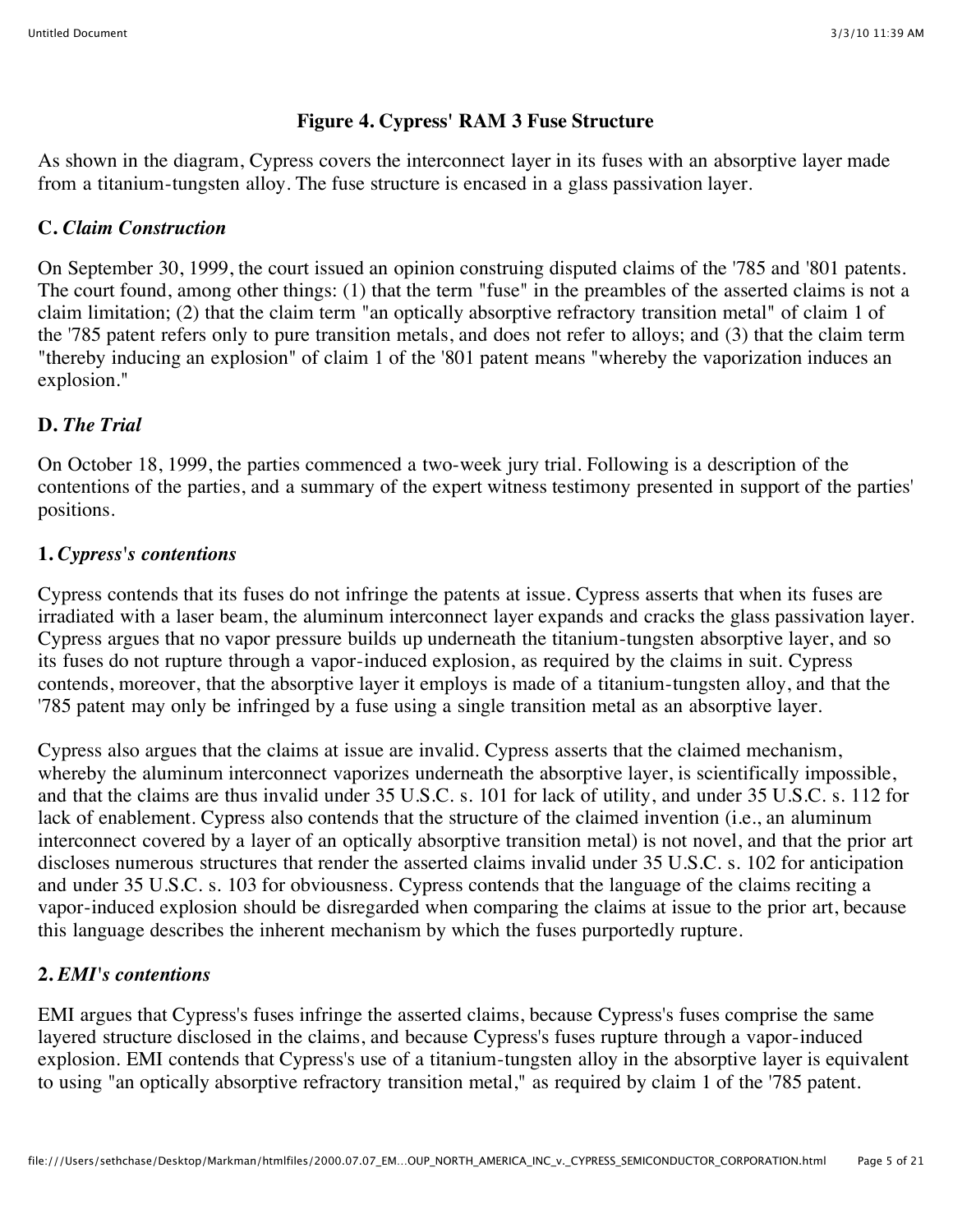**Figure 4. Cypress' RAM 3 Fuse Structure**

As shown in the diagram, Cypress covers the interconnect layer in its fuses with an absorptive layer made from a titanium-tungsten alloy. The fuse structure is encased in a glass passivation layer.

### C. *Claim Construction*

On September 30, 1999, the court issued an opinion construing disputed claims of the '785 and '801 patents. The court found, among other things: (1) that the term "fuse" in the preambles of the asserted claims is not a claim limitation; (2) that the claim term "an optically absorptive refractory transition metal" of claim 1 of the '785 patent refers only to pure transition metals, and does not refer to alloys; and (3) that the claim term "thereby inducing an explosion" of claim 1 of the '801 patent means "whereby the vaporization induces an explosion."

### D. *The Trial*

On October 18, 1999, the parties commenced a two-week jury trial. Following is a description of the contentions of the parties, and a summary of the expert witness testimony presented in support of the parties' positions.

#### 1. *Cypress's contentions*

Cypress contends that its fuses do not infringe the patents at issue. Cypress asserts that when its fuses are irradiated with a laser beam, the aluminum interconnect layer expands and cracks the glass passivation layer. Cypress argues that no vapor pressure builds up underneath the titanium-tungsten absorptive layer, and so its fuses do not rupture through a vapor-induced explosion, as required by the claims in suit. Cypress contends, moreover, that the absorptive layer it employs is made of a titanium-tungsten alloy, and that the '785 patent may only be infringed by a fuse using a single transition metal as an absorptive layer.

Cypress also argues that the claims at issue are invalid. Cypress asserts that the claimed mechanism, whereby the aluminum interconnect vaporizes underneath the absorptive layer, is scientifically impossible, and that the claims are thus invalid under 35 U.S.C. s. 101 for lack of utility, and under 35 U.S.C. s. 112 for lack of enablement. Cypress also contends that the structure of the claimed invention (i.e., an aluminum interconnect covered by a layer of an optically absorptive transition metal) is not novel, and that the prior art discloses numerous structures that render the asserted claims invalid under 35 U.S.C. s. 102 for anticipation and under 35 U.S.C. s. 103 for obviousness. Cypress contends that the language of the claims reciting a vapor-induced explosion should be disregarded when comparing the claims at issue to the prior art, because this language describes the inherent mechanism by which the fuses purportedly rupture.

#### 2. *EMI's contentions*

EMI argues that Cypress's fuses infringe the asserted claims, because Cypress's fuses comprise the same layered structure disclosed in the claims, and because Cypress's fuses rupture through a vapor-induced explosion. EMI contends that Cypress's use of a titanium-tungsten alloy in the absorptive layer is equivalent to using "an optically absorptive refractory transition metal," as required by claim 1 of the '785 patent.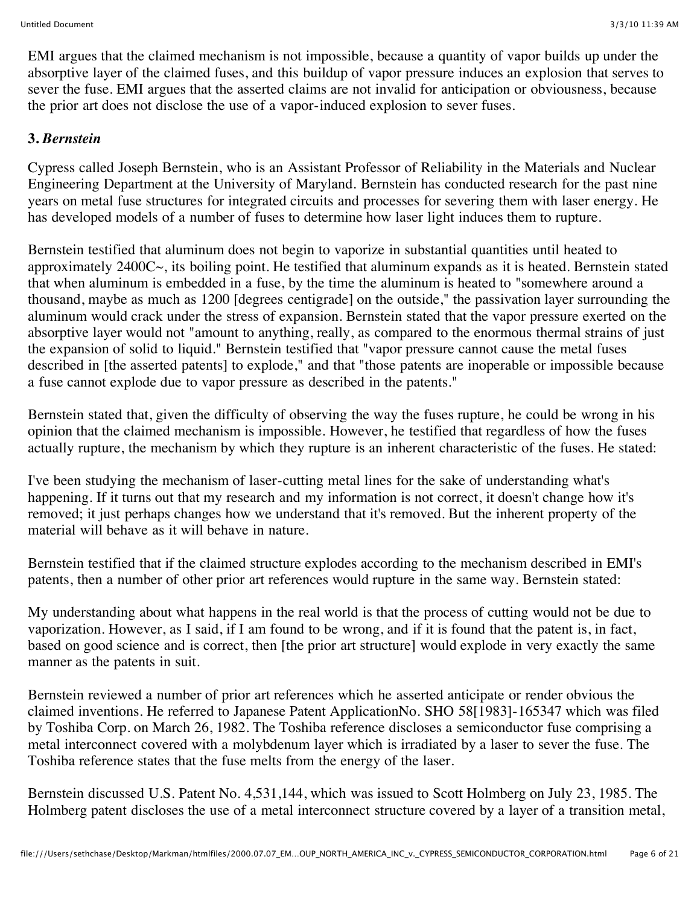EMI argues that the claimed mechanism is not impossible, because a quantity of vapor builds up under the absorptive layer of the claimed fuses, and this buildup of vapor pressure induces an explosion that serves to sever the fuse. EMI argues that the asserted claims are not invalid for anticipation or obviousness, because the prior art does not disclose the use of a vapor-induced explosion to sever fuses.

### 3. *Bernstein*

Cypress called Joseph Bernstein, who is an Assistant Professor of Reliability in the Materials and Nuclear Engineering Department at the University of Maryland. Bernstein has conducted research for the past nine years on metal fuse structures for integrated circuits and processes for severing them with laser energy. He has developed models of a number of fuses to determine how laser light induces them to rupture.

Bernstein testified that aluminum does not begin to vaporize in substantial quantities until heated to approximately 2400C~, its boiling point. He testified that aluminum expands as it is heated. Bernstein stated that when aluminum is embedded in a fuse, by the time the aluminum is heated to "somewhere around a thousand, maybe as much as 1200 [degrees centigrade] on the outside," the passivation layer surrounding the aluminum would crack under the stress of expansion. Bernstein stated that the vapor pressure exerted on the absorptive layer would not "amount to anything, really, as compared to the enormous thermal strains of just the expansion of solid to liquid." Bernstein testified that "vapor pressure cannot cause the metal fuses described in [the asserted patents] to explode," and that "those patents are inoperable or impossible because a fuse cannot explode due to vapor pressure as described in the patents."

Bernstein stated that, given the difficulty of observing the way the fuses rupture, he could be wrong in his opinion that the claimed mechanism is impossible. However, he testified that regardless of how the fuses actually rupture, the mechanism by which they rupture is an inherent characteristic of the fuses. He stated:

I've been studying the mechanism of laser-cutting metal lines for the sake of understanding what's happening. If it turns out that my research and my information is not correct, it doesn't change how it's removed; it just perhaps changes how we understand that it's removed. But the inherent property of the material will behave as it will behave in nature.

Bernstein testified that if the claimed structure explodes according to the mechanism described in EMI's patents, then a number of other prior art references would rupture in the same way. Bernstein stated:

My understanding about what happens in the real world is that the process of cutting would not be due to vaporization. However, as I said, if I am found to be wrong, and if it is found that the patent is, in fact, based on good science and is correct, then [the prior art structure] would explode in very exactly the same manner as the patents in suit.

Bernstein reviewed a number of prior art references which he asserted anticipate or render obvious the claimed inventions. He referred to Japanese Patent ApplicationNo. SHO 58[1983]-165347 which was filed by Toshiba Corp. on March 26, 1982. The Toshiba reference discloses a semiconductor fuse comprising a metal interconnect covered with a molybdenum layer which is irradiated by a laser to sever the fuse. The Toshiba reference states that the fuse melts from the energy of the laser.

Bernstein discussed U.S. Patent No. 4,531,144, which was issued to Scott Holmberg on July 23, 1985. The Holmberg patent discloses the use of a metal interconnect structure covered by a layer of a transition metal,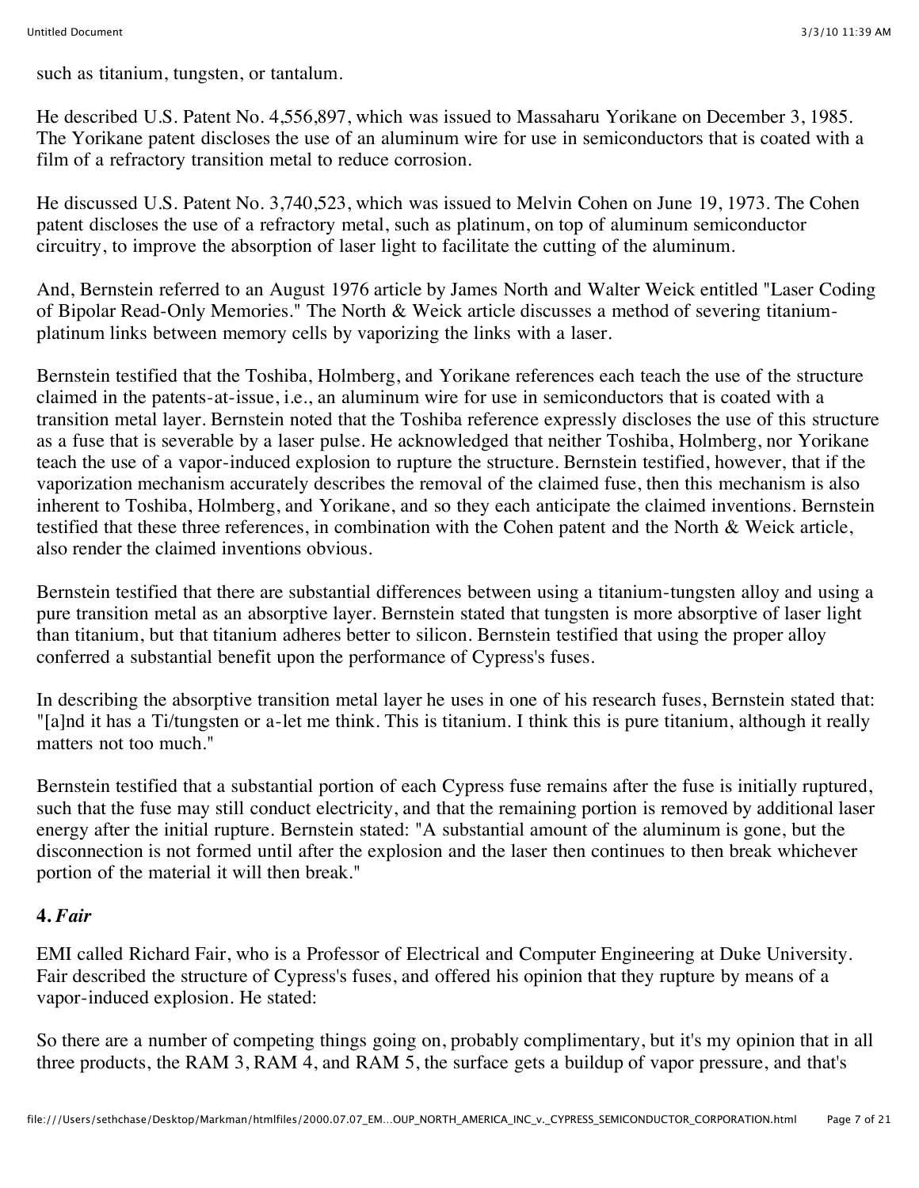such as titanium, tungsten, or tantalum.

He described U.S. Patent No. 4,556,897, which was issued to Massaharu Yorikane on December 3, 1985. The Yorikane patent discloses the use of an aluminum wire for use in semiconductors that is coated with a film of a refractory transition metal to reduce corrosion.

He discussed U.S. Patent No. 3,740,523, which was issued to Melvin Cohen on June 19, 1973. The Cohen patent discloses the use of a refractory metal, such as platinum, on top of aluminum semiconductor circuitry, to improve the absorption of laser light to facilitate the cutting of the aluminum.

And, Bernstein referred to an August 1976 article by James North and Walter Weick entitled "Laser Coding of Bipolar Read-Only Memories." The North & Weick article discusses a method of severing titanium-platinum links between memory cells by vaporizing the links with a laser.

Bernstein testified that the Toshiba, Holmberg, and Yorikane references each teach the use of the structure claimed in the patents-at-issue, i.e., an aluminum wire for use in semiconductors that is coated with a transition metal layer. Bernstein noted that the Toshiba reference expressly discloses the use of this structure as a fuse that is severable by a laser pulse. He acknowledged that neither Toshiba, Holmberg, nor Yorikane teach the use of a vapor-induced explosion to rupture the structure. Bernstein testified, however, that if the vaporization mechanism accurately describes the removal of the claimed fuse, then this mechanism is also inherent to Toshiba, Holmberg, and Yorikane, and so they each anticipate the claimed inventions. Bernstein testified that these three references, in combination with the Cohen patent and the North & Weick article, also render the claimed inventions obvious.

Bernstein testified that there are substantial differences between using a titanium-tungsten alloy and using a pure transition metal as an absorptive layer. Bernstein stated that tungsten is more absorptive of laser light than titanium, but that titanium adheres better to silicon. Bernstein testified that using the proper alloy conferred a substantial benefit upon the performance of Cypress's fuses.

In describing the absorptive transition metal layer he uses in one of his research fuses, Bernstein stated that: "[a]nd it has a Ti/tungsten or a-let me think. This is titanium. I think this is pure titanium, although it really matters not too much."

Bernstein testified that a substantial portion of each Cypress fuse remains after the fuse is initially ruptured, such that the fuse may still conduct electricity, and that the remaining portion is removed by additional laser energy after the initial rupture. Bernstein stated: "A substantial amount of the aluminum is gone, but the disconnection is not formed until after the explosion and the laser then continues to then break whichever portion of the material it will then break."

#### 4. *Fair*

EMI called Richard Fair, who is a Professor of Electrical and Computer Engineering at Duke University. Fair described the structure of Cypress's fuses, and offered his opinion that they rupture by means of a vapor-induced explosion. He stated:

So there are a number of competing things going on, probably complimentary, but it's my opinion that in all three products, the RAM 3, RAM 4, and RAM 5, the surface gets a buildup of vapor pressure, and that's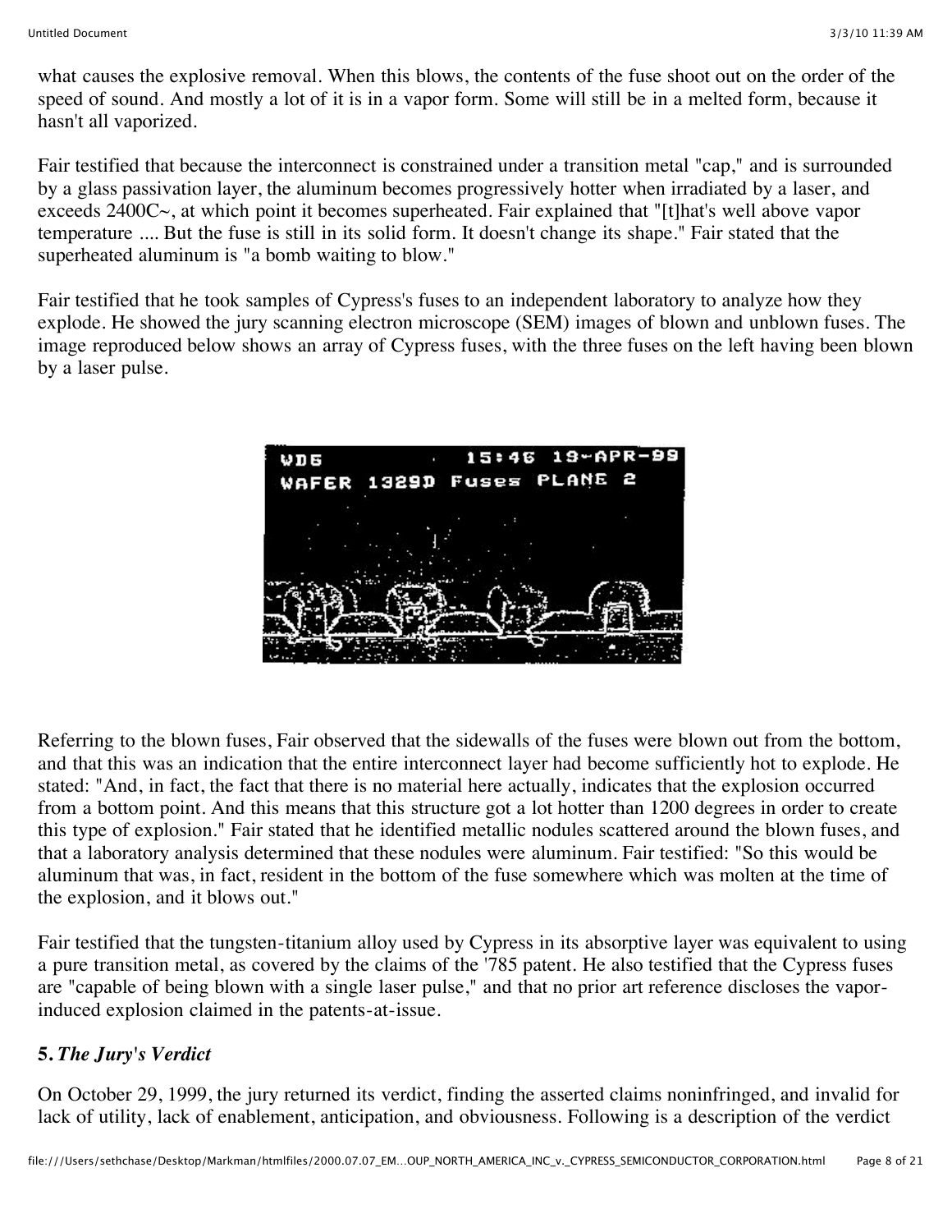what causes the explosive removal. When this blows, the contents of the fuse shoot out on the order of the speed of sound. And mostly a lot of it is in a vapor form. Some will still be in a melted form, because it hasn't all vaporized.

Fair testified that because the interconnect is constrained under a transition metal "cap," and is surrounded by a glass passivation layer, the aluminum becomes progressively hotter when irradiated by a laser, and exceeds 2400C~, at which point it becomes superheated. Fair explained that "[t]hat's well above vapor temperature .... But the fuse is still in its solid form. It doesn't change its shape." Fair stated that the superheated aluminum is "a bomb waiting to blow."

Fair testified that he took samples of Cypress's fuses to an independent laboratory to analyze how they explode. He showed the jury scanning electron microscope (SEM) images of blown and unblown fuses. The image reproduced below shows an array of Cypress fuses, with the three fuses on the left having been blown by a laser pulse.

Referring to the blown fuses, Fair observed that the sidewalls of the fuses were blown out from the bottom, and that this was an indication that the entire interconnect layer had become sufficiently hot to explode. He stated: "And, in fact, the fact that there is no material here actually, indicates that the explosion occurred from a bottom point. And this means that this structure got a lot hotter than 1200 degrees in order to create this type of explosion." Fair stated that he identified metallic nodules scattered around the blown fuses, and that a laboratory analysis determined that these nodules were aluminum. Fair testified: "So this would be aluminum that was, in fact, resident in the bottom of the fuse somewhere which was molten at the time of the explosion, and it blows out."

Fair testified that the tungsten-titanium alloy used by Cypress in its absorptive layer was equivalent to using a pure transition metal, as covered by the claims of the '785 patent. He also testified that the Cypress fuses are "capable of being blown with a single laser pulse," and that no prior art reference discloses the vapor-induced explosion claimed in the patents-at-issue.

### 5. *The Jury's Verdict*

On October 29, 1999, the jury returned its verdict, finding the asserted claims noninfringed, and invalid for lack of utility, lack of enablement, anticipation, and obviousness. Following is a description of the verdict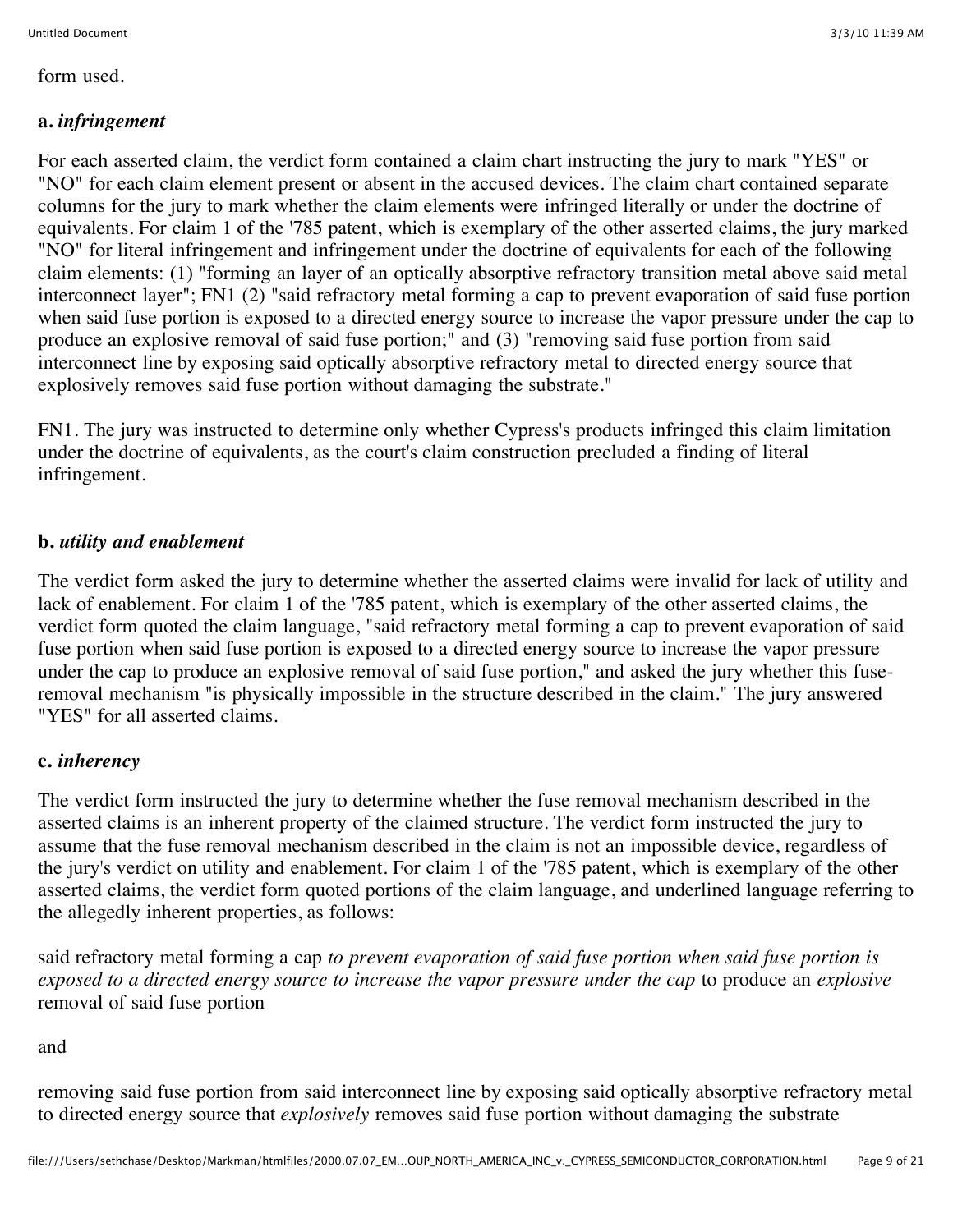form used.

**a.** ***infringement***

For each asserted claim, the verdict form contained a claim chart instructing the jury to mark "YES" or "NO" for each claim element present or absent in the accused devices. The claim chart contained separate columns for the jury to mark whether the claim elements were infringed literally or under the doctrine of equivalents. For claim 1 of the '785 patent, which is exemplary of the other asserted claims, the jury marked "NO" for literal infringement and infringement under the doctrine of equivalents for each of the following claim elements: (1) "forming an layer of an optically absorptive refractory transition metal above said metal interconnect layer"; FN1 (2) "said refractory metal forming a cap to prevent evaporation of said fuse portion when said fuse portion is exposed to a directed energy source to increase the vapor pressure under the cap to produce an explosive removal of said fuse portion;" and (3) "removing said fuse portion from said interconnect line by exposing said optically absorptive refractory metal to directed energy source that explosively removes said fuse portion without damaging the substrate."

FN1. The jury was instructed to determine only whether Cypress's products infringed this claim limitation under the doctrine of equivalents, as the court's claim construction precluded a finding of literal infringement.

**b.** ***utility and enablement***

The verdict form asked the jury to determine whether the asserted claims were invalid for lack of utility and lack of enablement. For claim 1 of the '785 patent, which is exemplary of the other asserted claims, the verdict form quoted the claim language, "said refractory metal forming a cap to prevent evaporation of said fuse portion when said fuse portion is exposed to a directed energy source to increase the vapor pressure under the cap to produce an explosive removal of said fuse portion," and asked the jury whether this fuse-removal mechanism "is physically impossible in the structure described in the claim." The jury answered "YES" for all asserted claims.

**c.** ***inherency***

The verdict form instructed the jury to determine whether the fuse removal mechanism described in the asserted claims is an inherent property of the claimed structure. The verdict form instructed the jury to assume that the fuse removal mechanism described in the claim is not an impossible device, regardless of the jury's verdict on utility and enablement. For claim 1 of the '785 patent, which is exemplary of the other asserted claims, the verdict form quoted portions of the claim language, and underlined language referring to the allegedly inherent properties, as follows:

said refractory metal forming a cap *to prevent evaporation of said fuse portion when said fuse portion is exposed to a directed energy source to increase the vapor pressure under the cap* to produce an *explosive* removal of said fuse portion

and

removing said fuse portion from said interconnect line by exposing said optically absorptive refractory metal to directed energy source that *explosively* removes said fuse portion without damaging the substrate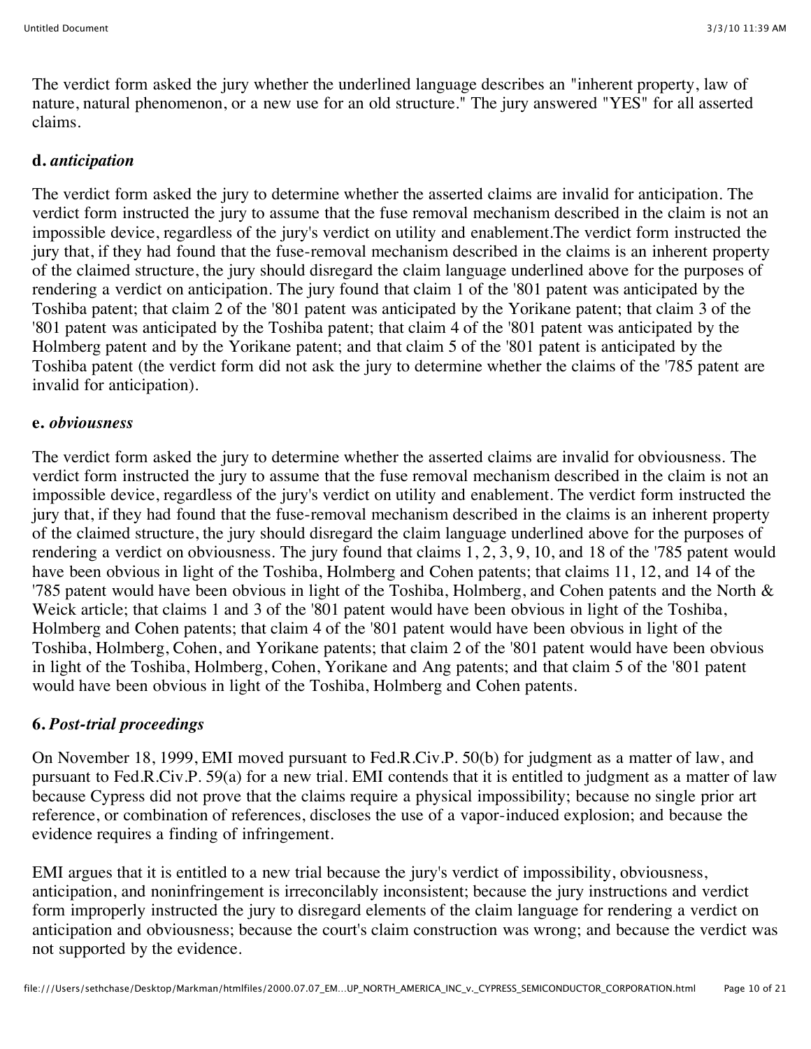The verdict form asked the jury whether the underlined language describes an "inherent property, law of nature, natural phenomenon, or a new use for an old structure." The jury answered "YES" for all asserted claims.

**d.** ***anticipation***

The verdict form asked the jury to determine whether the asserted claims are invalid for anticipation. The verdict form instructed the jury to assume that the fuse removal mechanism described in the claim is not an impossible device, regardless of the jury's verdict on utility and enablement.The verdict form instructed the jury that, if they had found that the fuse-removal mechanism described in the claims is an inherent property of the claimed structure, the jury should disregard the claim language underlined above for the purposes of rendering a verdict on anticipation. The jury found that claim 1 of the '801 patent was anticipated by the Toshiba patent; that claim 2 of the '801 patent was anticipated by the Yorikane patent; that claim 3 of the '801 patent was anticipated by the Toshiba patent; that claim 4 of the '801 patent was anticipated by the Holmberg patent and by the Yorikane patent; and that claim 5 of the '801 patent is anticipated by the Toshiba patent (the verdict form did not ask the jury to determine whether the claims of the '785 patent are invalid for anticipation).

**e.** ***obviousness***

The verdict form asked the jury to determine whether the asserted claims are invalid for obviousness. The verdict form instructed the jury to assume that the fuse removal mechanism described in the claim is not an impossible device, regardless of the jury's verdict on utility and enablement. The verdict form instructed the jury that, if they had found that the fuse-removal mechanism described in the claims is an inherent property of the claimed structure, the jury should disregard the claim language underlined above for the purposes of rendering a verdict on obviousness. The jury found that claims 1, 2, 3, 9, 10, and 18 of the '785 patent would have been obvious in light of the Toshiba, Holmberg and Cohen patents; that claims 11, 12, and 14 of the '785 patent would have been obvious in light of the Toshiba, Holmberg, and Cohen patents and the North & Weick article; that claims 1 and 3 of the '801 patent would have been obvious in light of the Toshiba, Holmberg and Cohen patents; that claim 4 of the '801 patent would have been obvious in light of the Toshiba, Holmberg, Cohen, and Yorikane patents; that claim 2 of the '801 patent would have been obvious in light of the Toshiba, Holmberg, Cohen, Yorikane and Ang patents; and that claim 5 of the '801 patent would have been obvious in light of the Toshiba, Holmberg and Cohen patents.

**6.** ***Post-trial proceedings***

On November 18, 1999, EMI moved pursuant to Fed.R.Civ.P. 50(b) for judgment as a matter of law, and pursuant to Fed.R.Civ.P. 59(a) for a new trial. EMI contends that it is entitled to judgment as a matter of law because Cypress did not prove that the claims require a physical impossibility; because no single prior art reference, or combination of references, discloses the use of a vapor-induced explosion; and because the evidence requires a finding of infringement.

EMI argues that it is entitled to a new trial because the jury's verdict of impossibility, obviousness, anticipation, and noninfringement is irreconcilably inconsistent; because the jury instructions and verdict form improperly instructed the jury to disregard elements of the claim language for rendering a verdict on anticipation and obviousness; because the court's claim construction was wrong; and because the verdict was not supported by the evidence.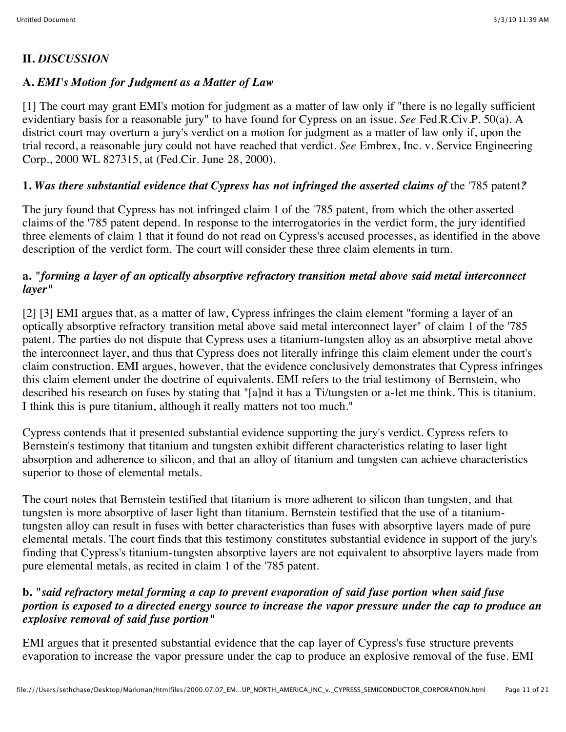## II. *DISCUSSION*

### A. *EMI's Motion for Judgment as a Matter of Law*

[1] The court may grant EMI's motion for judgment as a matter of law only if "there is no legally sufficient evidentiary basis for a reasonable jury" to have found for Cypress on an issue. *See* Fed.R.Civ.P. 50(a). A district court may overturn a jury's verdict on a motion for judgment as a matter of law only if, upon the trial record, a reasonable jury could not have reached that verdict. *See* Embrex, Inc. v. Service Engineering Corp., 2000 WL 827315, at (Fed.Cir. June 28, 2000).

#### 1. *Was there substantial evidence that Cypress has not infringed the asserted claims of* the '785 patent*?*

The jury found that Cypress has not infringed claim 1 of the '785 patent, from which the other asserted claims of the '785 patent depend. In response to the interrogatories in the verdict form, the jury identified three elements of claim 1 that it found do not read on Cypress's accused processes, as identified in the above description of the verdict form. The court will consider these three claim elements in turn.

#### a. "*forming a layer of an optically absorptive refractory transition metal above said metal interconnect layer*"

[2] [3] EMI argues that, as a matter of law, Cypress infringes the claim element "forming a layer of an optically absorptive refractory transition metal above said metal interconnect layer" of claim 1 of the '785 patent. The parties do not dispute that Cypress uses a titanium-tungsten alloy as an absorptive metal above the interconnect layer, and thus that Cypress does not literally infringe this claim element under the court's claim construction. EMI argues, however, that the evidence conclusively demonstrates that Cypress infringes this claim element under the doctrine of equivalents. EMI refers to the trial testimony of Bernstein, who described his research on fuses by stating that "[a]nd it has a Ti/tungsten or a-let me think. This is titanium. I think this is pure titanium, although it really matters not too much."

Cypress contends that it presented substantial evidence supporting the jury's verdict. Cypress refers to Bernstein's testimony that titanium and tungsten exhibit different characteristics relating to laser light absorption and adherence to silicon, and that an alloy of titanium and tungsten can achieve characteristics superior to those of elemental metals.

The court notes that Bernstein testified that titanium is more adherent to silicon than tungsten, and that tungsten is more absorptive of laser light than titanium. Bernstein testified that the use of a titanium-tungsten alloy can result in fuses with better characteristics than fuses with absorptive layers made of pure elemental metals. The court finds that this testimony constitutes substantial evidence in support of the jury's finding that Cypress's titanium-tungsten absorptive layers are not equivalent to absorptive layers made from pure elemental metals, as recited in claim 1 of the '785 patent.

#### b. "*said refractory metal forming a cap to prevent evaporation of said fuse portion when said fuse portion is exposed to a directed energy source to increase the vapor pressure under the cap to produce an explosive removal of said fuse portion*"

EMI argues that it presented substantial evidence that the cap layer of Cypress's fuse structure prevents evaporation to increase the vapor pressure under the cap to produce an explosive removal of the fuse. EMI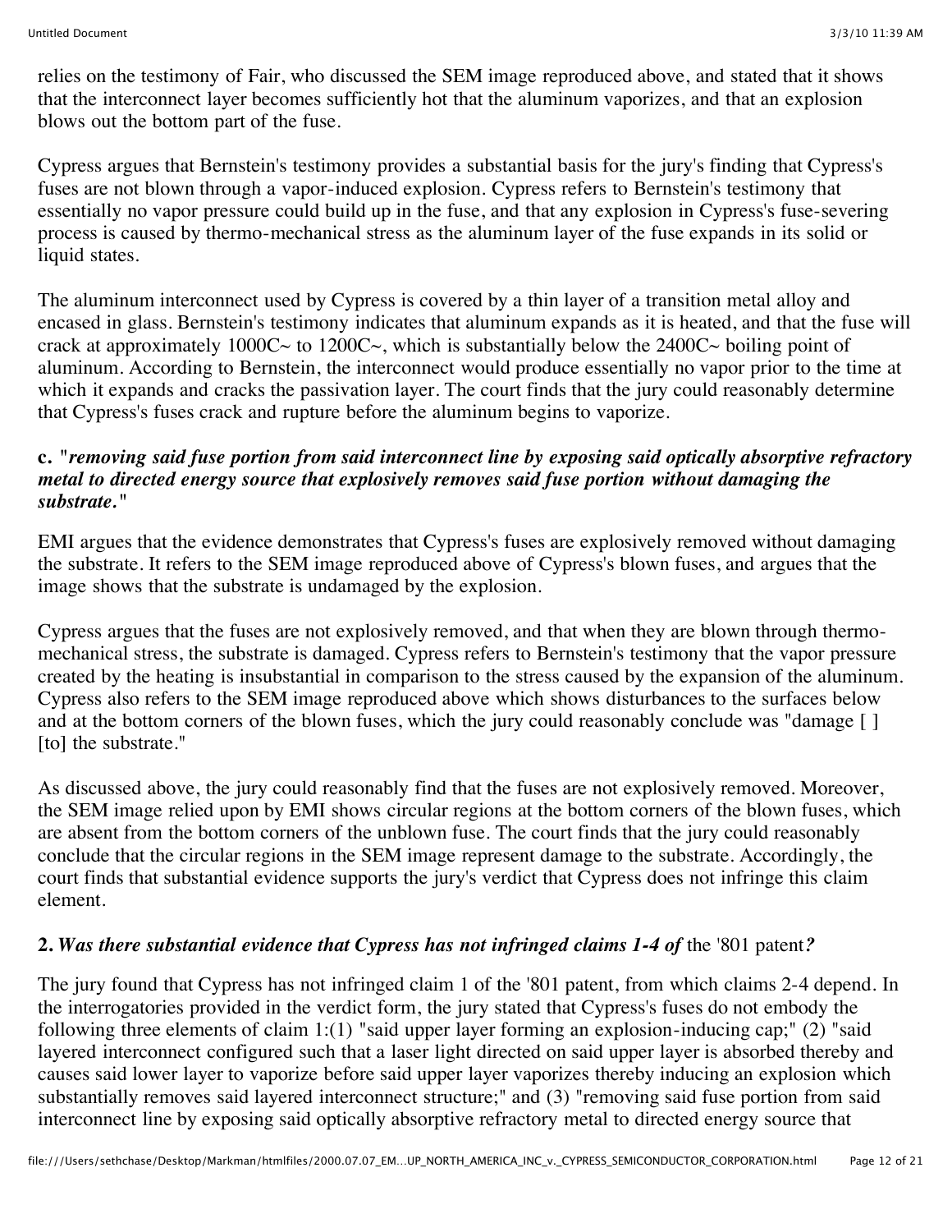relies on the testimony of Fair, who discussed the SEM image reproduced above, and stated that it shows that the interconnect layer becomes sufficiently hot that the aluminum vaporizes, and that an explosion blows out the bottom part of the fuse.

Cypress argues that Bernstein's testimony provides a substantial basis for the jury's finding that Cypress's fuses are not blown through a vapor-induced explosion. Cypress refers to Bernstein's testimony that essentially no vapor pressure could build up in the fuse, and that any explosion in Cypress's fuse-severing process is caused by thermo-mechanical stress as the aluminum layer of the fuse expands in its solid or liquid states.

The aluminum interconnect used by Cypress is covered by a thin layer of a transition metal alloy and encased in glass. Bernstein's testimony indicates that aluminum expands as it is heated, and that the fuse will crack at approximately 1000C~ to 1200C~, which is substantially below the 2400C~ boiling point of aluminum. According to Bernstein, the interconnect would produce essentially no vapor prior to the time at which it expands and cracks the passivation layer. The court finds that the jury could reasonably determine that Cypress's fuses crack and rupture before the aluminum begins to vaporize.

**c.** *"removing said fuse portion from said interconnect line by exposing said optically absorptive refractory metal to directed energy source that explosively removes said fuse portion without damaging the substrate."*

EMI argues that the evidence demonstrates that Cypress's fuses are explosively removed without damaging the substrate. It refers to the SEM image reproduced above of Cypress's blown fuses, and argues that the image shows that the substrate is undamaged by the explosion.

Cypress argues that the fuses are not explosively removed, and that when they are blown through thermo-mechanical stress, the substrate is damaged. Cypress refers to Bernstein's testimony that the vapor pressure created by the heating is insubstantial in comparison to the stress caused by the expansion of the aluminum. Cypress also refers to the SEM image reproduced above which shows disturbances to the surfaces below and at the bottom corners of the blown fuses, which the jury could reasonably conclude was "damage [ ] [to] the substrate."

As discussed above, the jury could reasonably find that the fuses are not explosively removed. Moreover, the SEM image relied upon by EMI shows circular regions at the bottom corners of the blown fuses, which are absent from the bottom corners of the unblown fuse. The court finds that the jury could reasonably conclude that the circular regions in the SEM image represent damage to the substrate. Accordingly, the court finds that substantial evidence supports the jury's verdict that Cypress does not infringe this claim element.

**2.** ***Was there substantial evidence that Cypress has not infringed claims 1-4 of*** **the '801 patent*****?***

The jury found that Cypress has not infringed claim 1 of the '801 patent, from which claims 2-4 depend. In the interrogatories provided in the verdict form, the jury stated that Cypress's fuses do not embody the following three elements of claim 1:(1) "said upper layer forming an explosion-inducing cap;" (2) "said layered interconnect configured such that a laser light directed on said upper layer is absorbed thereby and causes said lower layer to vaporize before said upper layer vaporizes thereby inducing an explosion which substantially removes said layered interconnect structure;" and (3) "removing said fuse portion from said interconnect line by exposing said optically absorptive refractory metal to directed energy source that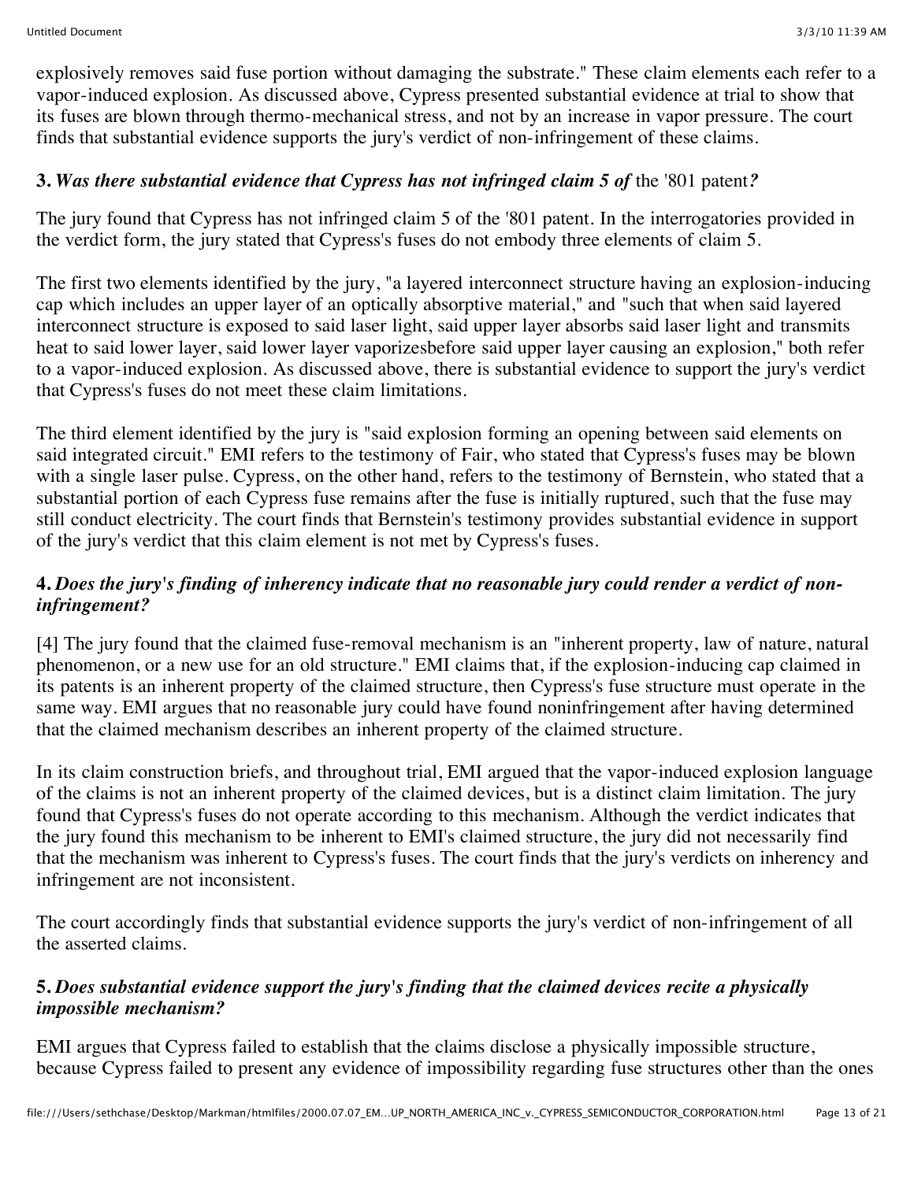explosively removes said fuse portion without damaging the substrate." These claim elements each refer to a vapor-induced explosion. As discussed above, Cypress presented substantial evidence at trial to show that its fuses are blown through thermo-mechanical stress, and not by an increase in vapor pressure. The court finds that substantial evidence supports the jury's verdict of non-infringement of these claims.

### **3.** ***Was there substantial evidence that Cypress has not infringed claim 5 of*** **the '801 patent*?***

The jury found that Cypress has not infringed claim 5 of the '801 patent. In the interrogatories provided in the verdict form, the jury stated that Cypress's fuses do not embody three elements of claim 5.

The first two elements identified by the jury, "a layered interconnect structure having an explosion-inducing cap which includes an upper layer of an optically absorptive material," and "such that when said layered interconnect structure is exposed to said laser light, said upper layer absorbs said laser light and transmits heat to said lower layer, said lower layer vaporizesbefore said upper layer causing an explosion," both refer to a vapor-induced explosion. As discussed above, there is substantial evidence to support the jury's verdict that Cypress's fuses do not meet these claim limitations.

The third element identified by the jury is "said explosion forming an opening between said elements on said integrated circuit." EMI refers to the testimony of Fair, who stated that Cypress's fuses may be blown with a single laser pulse. Cypress, on the other hand, refers to the testimony of Bernstein, who stated that a substantial portion of each Cypress fuse remains after the fuse is initially ruptured, such that the fuse may still conduct electricity. The court finds that Bernstein's testimony provides substantial evidence in support of the jury's verdict that this claim element is not met by Cypress's fuses.

### **4.** ***Does the jury's finding of inherency indicate that no reasonable jury could render a verdict of non-infringement?***

[4] The jury found that the claimed fuse-removal mechanism is an "inherent property, law of nature, natural phenomenon, or a new use for an old structure." EMI claims that, if the explosion-inducing cap claimed in its patents is an inherent property of the claimed structure, then Cypress's fuse structure must operate in the same way. EMI argues that no reasonable jury could have found noninfringement after having determined that the claimed mechanism describes an inherent property of the claimed structure.

In its claim construction briefs, and throughout trial, EMI argued that the vapor-induced explosion language of the claims is not an inherent property of the claimed devices, but is a distinct claim limitation. The jury found that Cypress's fuses do not operate according to this mechanism. Although the verdict indicates that the jury found this mechanism to be inherent to EMI's claimed structure, the jury did not necessarily find that the mechanism was inherent to Cypress's fuses. The court finds that the jury's verdicts on inherency and infringement are not inconsistent.

The court accordingly finds that substantial evidence supports the jury's verdict of non-infringement of all the asserted claims.

### **5.** ***Does substantial evidence support the jury's finding that the claimed devices recite a physically impossible mechanism?***

EMI argues that Cypress failed to establish that the claims disclose a physically impossible structure, because Cypress failed to present any evidence of impossibility regarding fuse structures other than the ones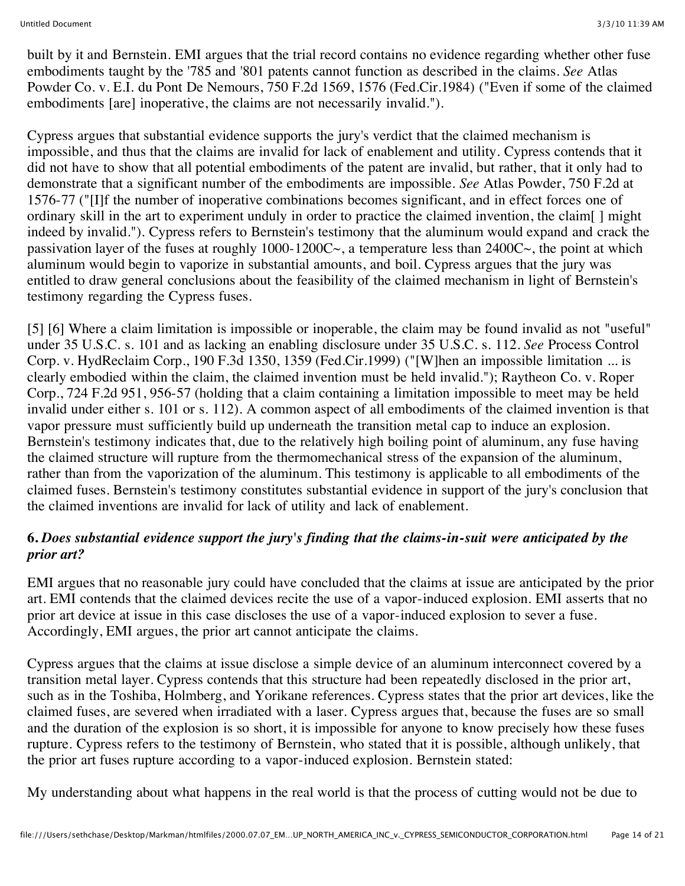built by it and Bernstein. EMI argues that the trial record contains no evidence regarding whether other fuse embodiments taught by the '785 and '801 patents cannot function as described in the claims. *See* Atlas Powder Co. v. E.I. du Pont De Nemours, 750 F.2d 1569, 1576 (Fed.Cir.1984) ("Even if some of the claimed embodiments [are] inoperative, the claims are not necessarily invalid.").

Cypress argues that substantial evidence supports the jury's verdict that the claimed mechanism is impossible, and thus that the claims are invalid for lack of enablement and utility. Cypress contends that it did not have to show that all potential embodiments of the patent are invalid, but rather, that it only had to demonstrate that a significant number of the embodiments are impossible. *See* Atlas Powder, 750 F.2d at 1576-77 ("[I]f the number of inoperative combinations becomes significant, and in effect forces one of ordinary skill in the art to experiment unduly in order to practice the claimed invention, the claim[ ] might indeed by invalid."). Cypress refers to Bernstein's testimony that the aluminum would expand and crack the passivation layer of the fuses at roughly 1000-1200C~, a temperature less than 2400C~, the point at which aluminum would begin to vaporize in substantial amounts, and boil. Cypress argues that the jury was entitled to draw general conclusions about the feasibility of the claimed mechanism in light of Bernstein's testimony regarding the Cypress fuses.

[5] [6] Where a claim limitation is impossible or inoperable, the claim may be found invalid as not "useful" under 35 U.S.C. s. 101 and as lacking an enabling disclosure under 35 U.S.C. s. 112. *See* Process Control Corp. v. HydReclaim Corp., 190 F.3d 1350, 1359 (Fed.Cir.1999) ("[W]hen an impossible limitation ... is clearly embodied within the claim, the claimed invention must be held invalid."); Raytheon Co. v. Roper Corp., 724 F.2d 951, 956-57 (holding that a claim containing a limitation impossible to meet may be held invalid under either s. 101 or s. 112). A common aspect of all embodiments of the claimed invention is that vapor pressure must sufficiently build up underneath the transition metal cap to induce an explosion. Bernstein's testimony indicates that, due to the relatively high boiling point of aluminum, any fuse having the claimed structure will rupture from the thermomechanical stress of the expansion of the aluminum, rather than from the vaporization of the aluminum. This testimony is applicable to all embodiments of the claimed fuses. Bernstein's testimony constitutes substantial evidence in support of the jury's conclusion that the claimed inventions are invalid for lack of utility and lack of enablement.

**6.** ***Does substantial evidence support the jury's finding that the claims-in-suit were anticipated by the prior art?***

EMI argues that no reasonable jury could have concluded that the claims at issue are anticipated by the prior art. EMI contends that the claimed devices recite the use of a vapor-induced explosion. EMI asserts that no prior art device at issue in this case discloses the use of a vapor-induced explosion to sever a fuse. Accordingly, EMI argues, the prior art cannot anticipate the claims.

Cypress argues that the claims at issue disclose a simple device of an aluminum interconnect covered by a transition metal layer. Cypress contends that this structure had been repeatedly disclosed in the prior art, such as in the Toshiba, Holmberg, and Yorikane references. Cypress states that the prior art devices, like the claimed fuses, are severed when irradiated with a laser. Cypress argues that, because the fuses are so small and the duration of the explosion is so short, it is impossible for anyone to know precisely how these fuses rupture. Cypress refers to the testimony of Bernstein, who stated that it is possible, although unlikely, that the prior art fuses rupture according to a vapor-induced explosion. Bernstein stated:

My understanding about what happens in the real world is that the process of cutting would not be due to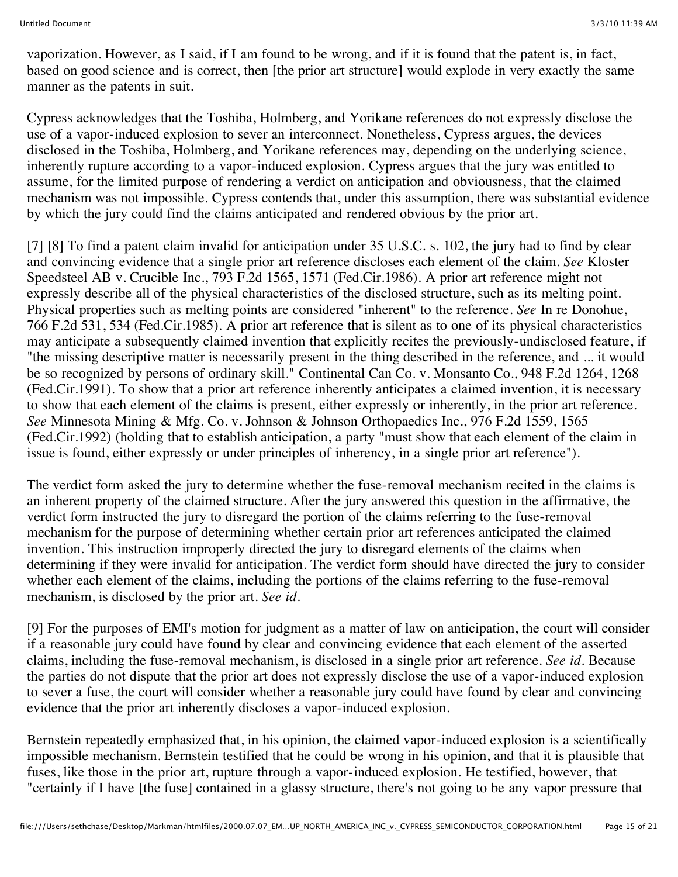vaporization. However, as I said, if I am found to be wrong, and if it is found that the patent is, in fact, based on good science and is correct, then [the prior art structure] would explode in very exactly the same manner as the patents in suit.

Cypress acknowledges that the Toshiba, Holmberg, and Yorikane references do not expressly disclose the use of a vapor-induced explosion to sever an interconnect. Nonetheless, Cypress argues, the devices disclosed in the Toshiba, Holmberg, and Yorikane references may, depending on the underlying science, inherently rupture according to a vapor-induced explosion. Cypress argues that the jury was entitled to assume, for the limited purpose of rendering a verdict on anticipation and obviousness, that the claimed mechanism was not impossible. Cypress contends that, under this assumption, there was substantial evidence by which the jury could find the claims anticipated and rendered obvious by the prior art.

[7] [8] To find a patent claim invalid for anticipation under 35 U.S.C. s. 102, the jury had to find by clear and convincing evidence that a single prior art reference discloses each element of the claim. *See* Kloster Speedsteel AB v. Crucible Inc., 793 F.2d 1565, 1571 (Fed.Cir.1986). A prior art reference might not expressly describe all of the physical characteristics of the disclosed structure, such as its melting point. Physical properties such as melting points are considered "inherent" to the reference. *See* In re Donohue, 766 F.2d 531, 534 (Fed.Cir.1985). A prior art reference that is silent as to one of its physical characteristics may anticipate a subsequently claimed invention that explicitly recites the previously-undisclosed feature, if "the missing descriptive matter is necessarily present in the thing described in the reference, and ... it would be so recognized by persons of ordinary skill." Continental Can Co. v. Monsanto Co., 948 F.2d 1264, 1268 (Fed.Cir.1991). To show that a prior art reference inherently anticipates a claimed invention, it is necessary to show that each element of the claims is present, either expressly or inherently, in the prior art reference. *See* Minnesota Mining & Mfg. Co. v. Johnson & Johnson Orthopaedics Inc., 976 F.2d 1559, 1565 (Fed.Cir.1992) (holding that to establish anticipation, a party "must show that each element of the claim in issue is found, either expressly or under principles of inherency, in a single prior art reference").

The verdict form asked the jury to determine whether the fuse-removal mechanism recited in the claims is an inherent property of the claimed structure. After the jury answered this question in the affirmative, the verdict form instructed the jury to disregard the portion of the claims referring to the fuse-removal mechanism for the purpose of determining whether certain prior art references anticipated the claimed invention. This instruction improperly directed the jury to disregard elements of the claims when determining if they were invalid for anticipation. The verdict form should have directed the jury to consider whether each element of the claims, including the portions of the claims referring to the fuse-removal mechanism, is disclosed by the prior art. *See id.*

[9] For the purposes of EMI's motion for judgment as a matter of law on anticipation, the court will consider if a reasonable jury could have found by clear and convincing evidence that each element of the asserted claims, including the fuse-removal mechanism, is disclosed in a single prior art reference. *See id.* Because the parties do not dispute that the prior art does not expressly disclose the use of a vapor-induced explosion to sever a fuse, the court will consider whether a reasonable jury could have found by clear and convincing evidence that the prior art inherently discloses a vapor-induced explosion.

Bernstein repeatedly emphasized that, in his opinion, the claimed vapor-induced explosion is a scientifically impossible mechanism. Bernstein testified that he could be wrong in his opinion, and that it is plausible that fuses, like those in the prior art, rupture through a vapor-induced explosion. He testified, however, that "certainly if I have [the fuse] contained in a glassy structure, there's not going to be any vapor pressure that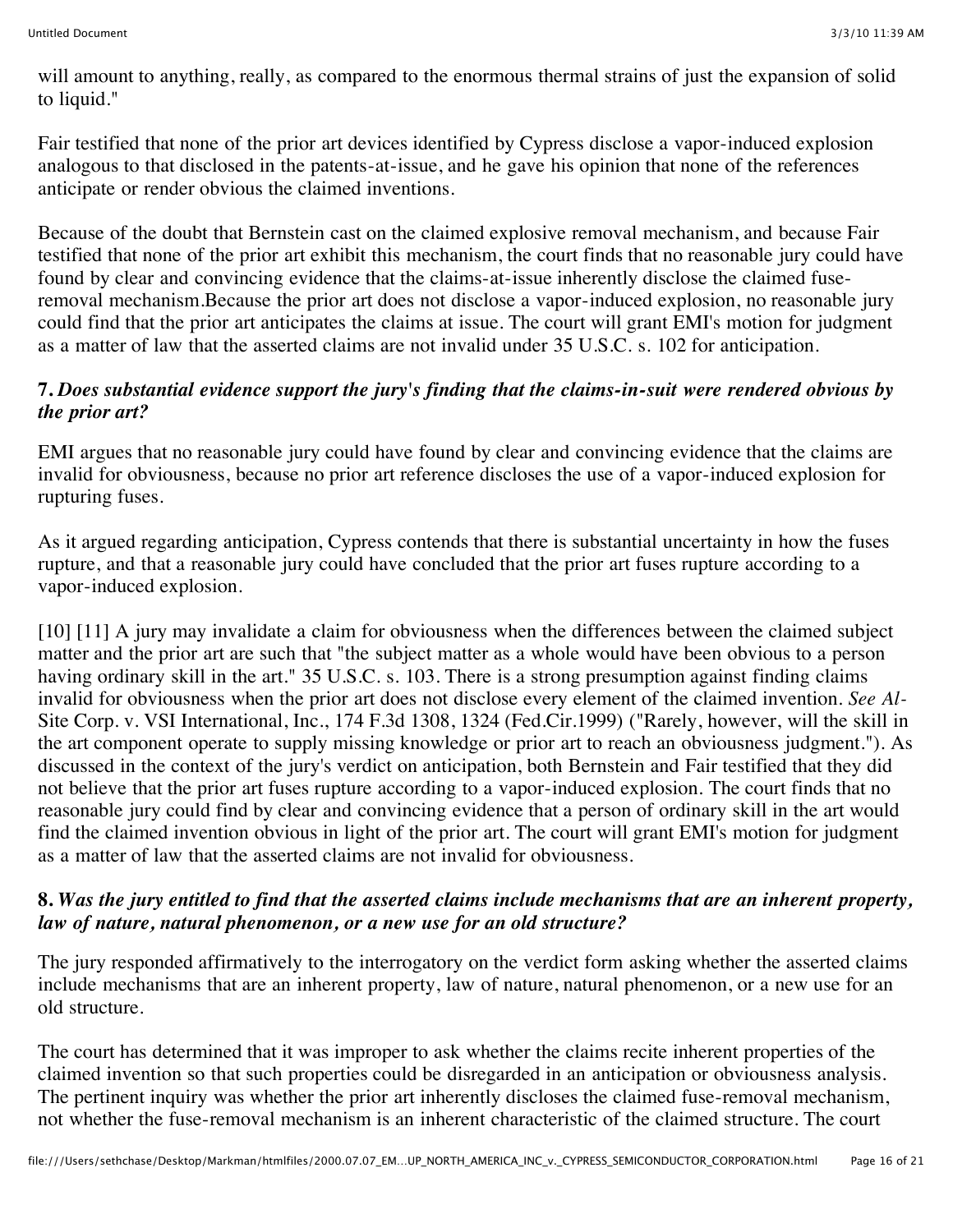will amount to anything, really, as compared to the enormous thermal strains of just the expansion of solid to liquid."

Fair testified that none of the prior art devices identified by Cypress disclose a vapor-induced explosion analogous to that disclosed in the patents-at-issue, and he gave his opinion that none of the references anticipate or render obvious the claimed inventions.

Because of the doubt that Bernstein cast on the claimed explosive removal mechanism, and because Fair testified that none of the prior art exhibit this mechanism, the court finds that no reasonable jury could have found by clear and convincing evidence that the claims-at-issue inherently disclose the claimed fuse-removal mechanism.Because the prior art does not disclose a vapor-induced explosion, no reasonable jury could find that the prior art anticipates the claims at issue. The court will grant EMI's motion for judgment as a matter of law that the asserted claims are not invalid under 35 U.S.C. s. 102 for anticipation.

### 7. *Does substantial evidence support the jury's finding that the claims-in-suit were rendered obvious by the prior art?*

EMI argues that no reasonable jury could have found by clear and convincing evidence that the claims are invalid for obviousness, because no prior art reference discloses the use of a vapor-induced explosion for rupturing fuses.

As it argued regarding anticipation, Cypress contends that there is substantial uncertainty in how the fuses rupture, and that a reasonable jury could have concluded that the prior art fuses rupture according to a vapor-induced explosion.

[10] [11] A jury may invalidate a claim for obviousness when the differences between the claimed subject matter and the prior art are such that "the subject matter as a whole would have been obvious to a person having ordinary skill in the art." 35 U.S.C. s. 103. There is a strong presumption against finding claims invalid for obviousness when the prior art does not disclose every element of the claimed invention. *See Al-*Site Corp. v. VSI International, Inc., 174 F.3d 1308, 1324 (Fed.Cir.1999) ("Rarely, however, will the skill in the art component operate to supply missing knowledge or prior art to reach an obviousness judgment."). As discussed in the context of the jury's verdict on anticipation, both Bernstein and Fair testified that they did not believe that the prior art fuses rupture according to a vapor-induced explosion. The court finds that no reasonable jury could find by clear and convincing evidence that a person of ordinary skill in the art would find the claimed invention obvious in light of the prior art. The court will grant EMI's motion for judgment as a matter of law that the asserted claims are not invalid for obviousness.

### 8. *Was the jury entitled to find that the asserted claims include mechanisms that are an inherent property, law of nature, natural phenomenon, or a new use for an old structure?*

The jury responded affirmatively to the interrogatory on the verdict form asking whether the asserted claims include mechanisms that are an inherent property, law of nature, natural phenomenon, or a new use for an old structure.

The court has determined that it was improper to ask whether the claims recite inherent properties of the claimed invention so that such properties could be disregarded in an anticipation or obviousness analysis. The pertinent inquiry was whether the prior art inherently discloses the claimed fuse-removal mechanism, not whether the fuse-removal mechanism is an inherent characteristic of the claimed structure. The court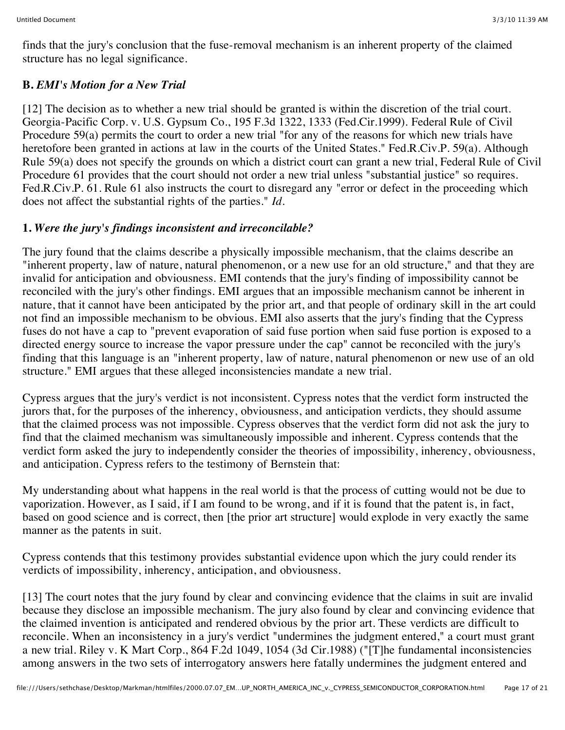finds that the jury's conclusion that the fuse-removal mechanism is an inherent property of the claimed structure has no legal significance.

### B. *EMI's Motion for a New Trial*

[12] The decision as to whether a new trial should be granted is within the discretion of the trial court. Georgia-Pacific Corp. v. U.S. Gypsum Co., 195 F.3d 1322, 1333 (Fed.Cir.1999). Federal Rule of Civil Procedure 59(a) permits the court to order a new trial "for any of the reasons for which new trials have heretofore been granted in actions at law in the courts of the United States." Fed.R.Civ.P. 59(a). Although Rule 59(a) does not specify the grounds on which a district court can grant a new trial, Federal Rule of Civil Procedure 61 provides that the court should not order a new trial unless "substantial justice" so requires. Fed.R.Civ.P. 61. Rule 61 also instructs the court to disregard any "error or defect in the proceeding which does not affect the substantial rights of the parties." *Id.*

#### 1. *Were the jury's findings inconsistent and irreconcilable?*

The jury found that the claims describe a physically impossible mechanism, that the claims describe an "inherent property, law of nature, natural phenomenon, or a new use for an old structure," and that they are invalid for anticipation and obviousness. EMI contends that the jury's finding of impossibility cannot be reconciled with the jury's other findings. EMI argues that an impossible mechanism cannot be inherent in nature, that it cannot have been anticipated by the prior art, and that people of ordinary skill in the art could not find an impossible mechanism to be obvious. EMI also asserts that the jury's finding that the Cypress fuses do not have a cap to "prevent evaporation of said fuse portion when said fuse portion is exposed to a directed energy source to increase the vapor pressure under the cap" cannot be reconciled with the jury's finding that this language is an "inherent property, law of nature, natural phenomenon or new use of an old structure." EMI argues that these alleged inconsistencies mandate a new trial.

Cypress argues that the jury's verdict is not inconsistent. Cypress notes that the verdict form instructed the jurors that, for the purposes of the inherency, obviousness, and anticipation verdicts, they should assume that the claimed process was not impossible. Cypress observes that the verdict form did not ask the jury to find that the claimed mechanism was simultaneously impossible and inherent. Cypress contends that the verdict form asked the jury to independently consider the theories of impossibility, inherency, obviousness, and anticipation. Cypress refers to the testimony of Bernstein that:

My understanding about what happens in the real world is that the process of cutting would not be due to vaporization. However, as I said, if I am found to be wrong, and if it is found that the patent is, in fact, based on good science and is correct, then [the prior art structure] would explode in very exactly the same manner as the patents in suit.

Cypress contends that this testimony provides substantial evidence upon which the jury could render its verdicts of impossibility, inherency, anticipation, and obviousness.

[13] The court notes that the jury found by clear and convincing evidence that the claims in suit are invalid because they disclose an impossible mechanism. The jury also found by clear and convincing evidence that the claimed invention is anticipated and rendered obvious by the prior art. These verdicts are difficult to reconcile. When an inconsistency in a jury's verdict "undermines the judgment entered," a court must grant a new trial. Riley v. K Mart Corp., 864 F.2d 1049, 1054 (3d Cir.1988) ("[T]he fundamental inconsistencies among answers in the two sets of interrogatory answers here fatally undermines the judgment entered and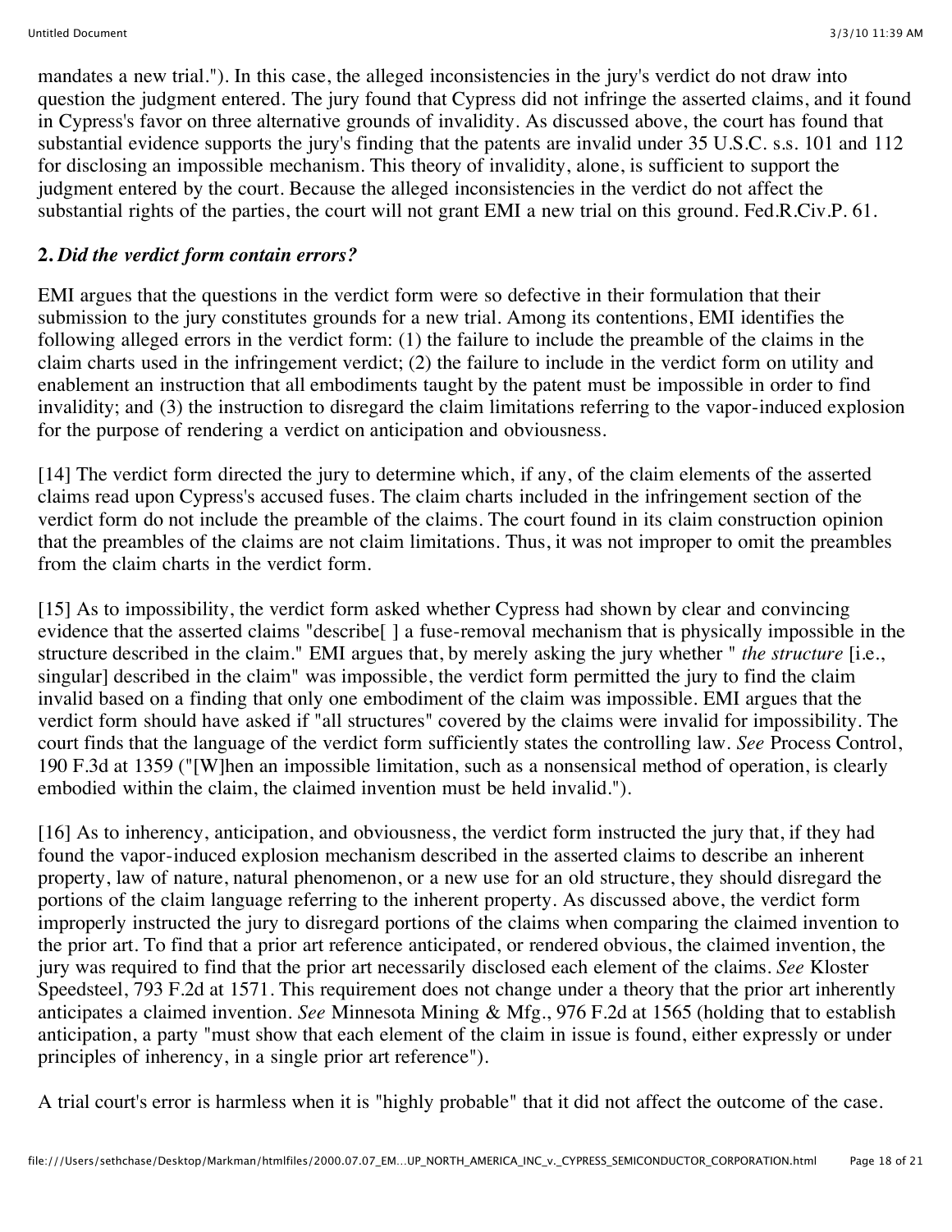mandates a new trial."). In this case, the alleged inconsistencies in the jury's verdict do not draw into question the judgment entered. The jury found that Cypress did not infringe the asserted claims, and it found in Cypress's favor on three alternative grounds of invalidity. As discussed above, the court has found that substantial evidence supports the jury's finding that the patents are invalid under 35 U.S.C. s.s. 101 and 112 for disclosing an impossible mechanism. This theory of invalidity, alone, is sufficient to support the judgment entered by the court. Because the alleged inconsistencies in the verdict do not affect the substantial rights of the parties, the court will not grant EMI a new trial on this ground. Fed.R.Civ.P. 61.

**2.** ***Did the verdict form contain errors?***

EMI argues that the questions in the verdict form were so defective in their formulation that their submission to the jury constitutes grounds for a new trial. Among its contentions, EMI identifies the following alleged errors in the verdict form: (1) the failure to include the preamble of the claims in the claim charts used in the infringement verdict; (2) the failure to include in the verdict form on utility and enablement an instruction that all embodiments taught by the patent must be impossible in order to find invalidity; and (3) the instruction to disregard the claim limitations referring to the vapor-induced explosion for the purpose of rendering a verdict on anticipation and obviousness.

[14] The verdict form directed the jury to determine which, if any, of the claim elements of the asserted claims read upon Cypress's accused fuses. The claim charts included in the infringement section of the verdict form do not include the preamble of the claims. The court found in its claim construction opinion that the preambles of the claims are not claim limitations. Thus, it was not improper to omit the preambles from the claim charts in the verdict form.

[15] As to impossibility, the verdict form asked whether Cypress had shown by clear and convincing evidence that the asserted claims "describe[ ] a fuse-removal mechanism that is physically impossible in the structure described in the claim." EMI argues that, by merely asking the jury whether " *the structure* [i.e., singular] described in the claim" was impossible, the verdict form permitted the jury to find the claim invalid based on a finding that only one embodiment of the claim was impossible. EMI argues that the verdict form should have asked if "all structures" covered by the claims were invalid for impossibility. The court finds that the language of the verdict form sufficiently states the controlling law. *See* Process Control, 190 F.3d at 1359 ("[W]hen an impossible limitation, such as a nonsensical method of operation, is clearly embodied within the claim, the claimed invention must be held invalid.").

[16] As to inherency, anticipation, and obviousness, the verdict form instructed the jury that, if they had found the vapor-induced explosion mechanism described in the asserted claims to describe an inherent property, law of nature, natural phenomenon, or a new use for an old structure, they should disregard the portions of the claim language referring to the inherent property. As discussed above, the verdict form improperly instructed the jury to disregard portions of the claims when comparing the claimed invention to the prior art. To find that a prior art reference anticipated, or rendered obvious, the claimed invention, the jury was required to find that the prior art necessarily disclosed each element of the claims. *See* Kloster Speedsteel, 793 F.2d at 1571. This requirement does not change under a theory that the prior art inherently anticipates a claimed invention. *See* Minnesota Mining & Mfg., 976 F.2d at 1565 (holding that to establish anticipation, a party "must show that each element of the claim in issue is found, either expressly or under principles of inherency, in a single prior art reference").

A trial court's error is harmless when it is "highly probable" that it did not affect the outcome of the case.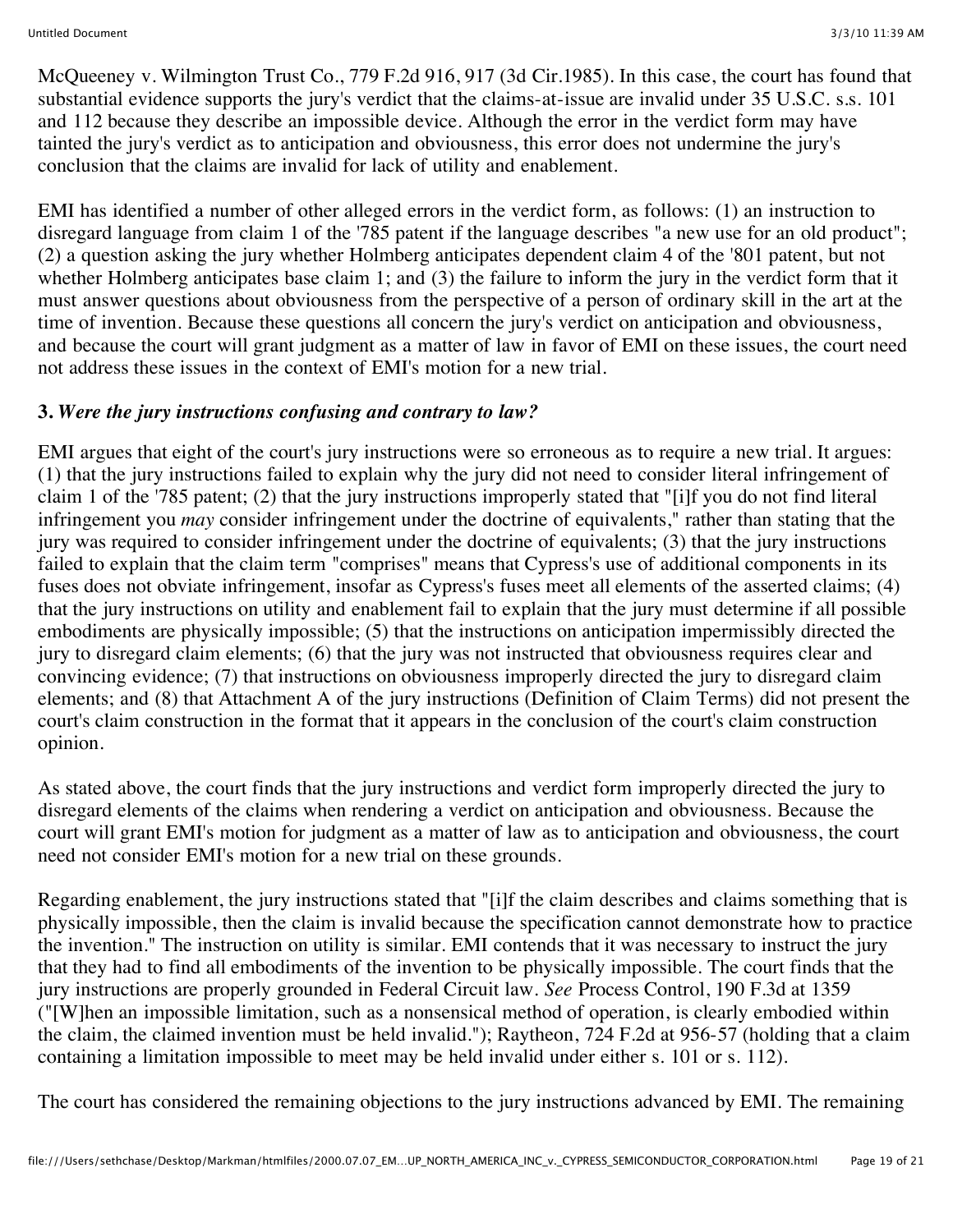McQueeney v. Wilmington Trust Co., 779 F.2d 916, 917 (3d Cir.1985). In this case, the court has found that substantial evidence supports the jury's verdict that the claims-at-issue are invalid under 35 U.S.C. s.s. 101 and 112 because they describe an impossible device. Although the error in the verdict form may have tainted the jury's verdict as to anticipation and obviousness, this error does not undermine the jury's conclusion that the claims are invalid for lack of utility and enablement.

EMI has identified a number of other alleged errors in the verdict form, as follows: (1) an instruction to disregard language from claim 1 of the '785 patent if the language describes "a new use for an old product"; (2) a question asking the jury whether Holmberg anticipates dependent claim 4 of the '801 patent, but not whether Holmberg anticipates base claim 1; and (3) the failure to inform the jury in the verdict form that it must answer questions about obviousness from the perspective of a person of ordinary skill in the art at the time of invention. Because these questions all concern the jury's verdict on anticipation and obviousness, and because the court will grant judgment as a matter of law in favor of EMI on these issues, the court need not address these issues in the context of EMI's motion for a new trial.

**3.** ***Were the jury instructions confusing and contrary to law?***

EMI argues that eight of the court's jury instructions were so erroneous as to require a new trial. It argues: (1) that the jury instructions failed to explain why the jury did not need to consider literal infringement of claim 1 of the '785 patent; (2) that the jury instructions improperly stated that "[i]f you do not find literal infringement you *may* consider infringement under the doctrine of equivalents," rather than stating that the jury was required to consider infringement under the doctrine of equivalents; (3) that the jury instructions failed to explain that the claim term "comprises" means that Cypress's use of additional components in its fuses does not obviate infringement, insofar as Cypress's fuses meet all elements of the asserted claims; (4) that the jury instructions on utility and enablement fail to explain that the jury must determine if all possible embodiments are physically impossible; (5) that the instructions on anticipation impermissibly directed the jury to disregard claim elements; (6) that the jury was not instructed that obviousness requires clear and convincing evidence; (7) that instructions on obviousness improperly directed the jury to disregard claim elements; and (8) that Attachment A of the jury instructions (Definition of Claim Terms) did not present the court's claim construction in the format that it appears in the conclusion of the court's claim construction opinion.

As stated above, the court finds that the jury instructions and verdict form improperly directed the jury to disregard elements of the claims when rendering a verdict on anticipation and obviousness. Because the court will grant EMI's motion for judgment as a matter of law as to anticipation and obviousness, the court need not consider EMI's motion for a new trial on these grounds.

Regarding enablement, the jury instructions stated that "[i]f the claim describes and claims something that is physically impossible, then the claim is invalid because the specification cannot demonstrate how to practice the invention." The instruction on utility is similar. EMI contends that it was necessary to instruct the jury that they had to find all embodiments of the invention to be physically impossible. The court finds that the jury instructions are properly grounded in Federal Circuit law. *See* Process Control, 190 F.3d at 1359 ("[W]hen an impossible limitation, such as a nonsensical method of operation, is clearly embodied within the claim, the claimed invention must be held invalid."); Raytheon, 724 F.2d at 956-57 (holding that a claim containing a limitation impossible to meet may be held invalid under either s. 101 or s. 112).

The court has considered the remaining objections to the jury instructions advanced by EMI. The remaining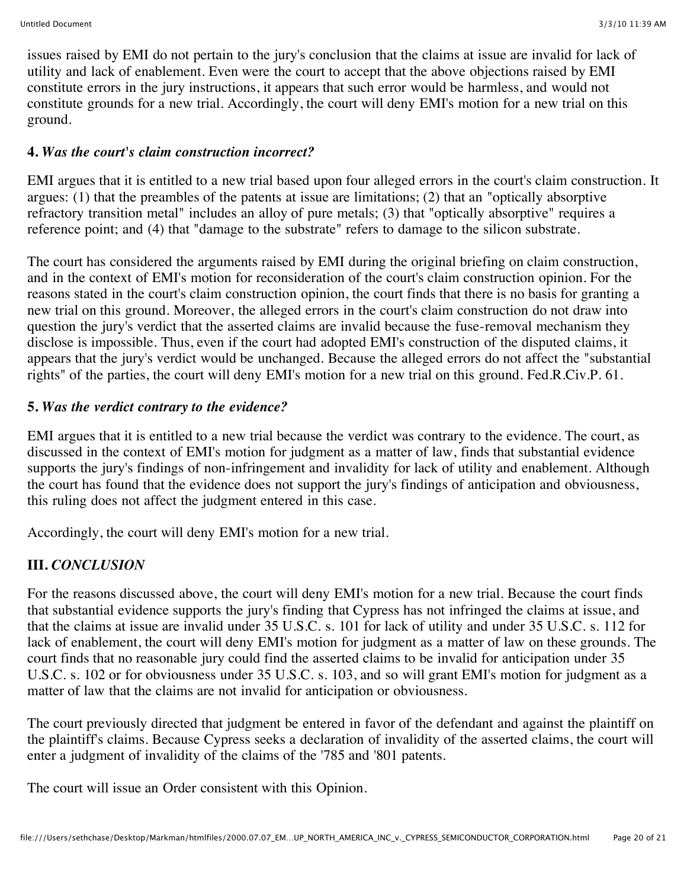issues raised by EMI do not pertain to the jury's conclusion that the claims at issue are invalid for lack of utility and lack of enablement. Even were the court to accept that the above objections raised by EMI constitute errors in the jury instructions, it appears that such error would be harmless, and would not constitute grounds for a new trial. Accordingly, the court will deny EMI's motion for a new trial on this ground.

### 4. *Was the court's claim construction incorrect?*

EMI argues that it is entitled to a new trial based upon four alleged errors in the court's claim construction. It argues: (1) that the preambles of the patents at issue are limitations; (2) that an "optically absorptive refractory transition metal" includes an alloy of pure metals; (3) that "optically absorptive" requires a reference point; and (4) that "damage to the substrate" refers to damage to the silicon substrate.

The court has considered the arguments raised by EMI during the original briefing on claim construction, and in the context of EMI's motion for reconsideration of the court's claim construction opinion. For the reasons stated in the court's claim construction opinion, the court finds that there is no basis for granting a new trial on this ground. Moreover, the alleged errors in the court's claim construction do not draw into question the jury's verdict that the asserted claims are invalid because the fuse-removal mechanism they disclose is impossible. Thus, even if the court had adopted EMI's construction of the disputed claims, it appears that the jury's verdict would be unchanged. Because the alleged errors do not affect the "substantial rights" of the parties, the court will deny EMI's motion for a new trial on this ground. Fed.R.Civ.P. 61.

### 5. *Was the verdict contrary to the evidence?*

EMI argues that it is entitled to a new trial because the verdict was contrary to the evidence. The court, as discussed in the context of EMI's motion for judgment as a matter of law, finds that substantial evidence supports the jury's findings of non-infringement and invalidity for lack of utility and enablement. Although the court has found that the evidence does not support the jury's findings of anticipation and obviousness, this ruling does not affect the judgment entered in this case.

Accordingly, the court will deny EMI's motion for a new trial.

## III. *CONCLUSION*

For the reasons discussed above, the court will deny EMI's motion for a new trial. Because the court finds that substantial evidence supports the jury's finding that Cypress has not infringed the claims at issue, and that the claims at issue are invalid under 35 U.S.C. s. 101 for lack of utility and under 35 U.S.C. s. 112 for lack of enablement, the court will deny EMI's motion for judgment as a matter of law on these grounds. The court finds that no reasonable jury could find the asserted claims to be invalid for anticipation under 35 U.S.C. s. 102 or for obviousness under 35 U.S.C. s. 103, and so will grant EMI's motion for judgment as a matter of law that the claims are not invalid for anticipation or obviousness.

The court previously directed that judgment be entered in favor of the defendant and against the plaintiff on the plaintiff's claims. Because Cypress seeks a declaration of invalidity of the asserted claims, the court will enter a judgment of invalidity of the claims of the '785 and '801 patents.

The court will issue an Order consistent with this Opinion.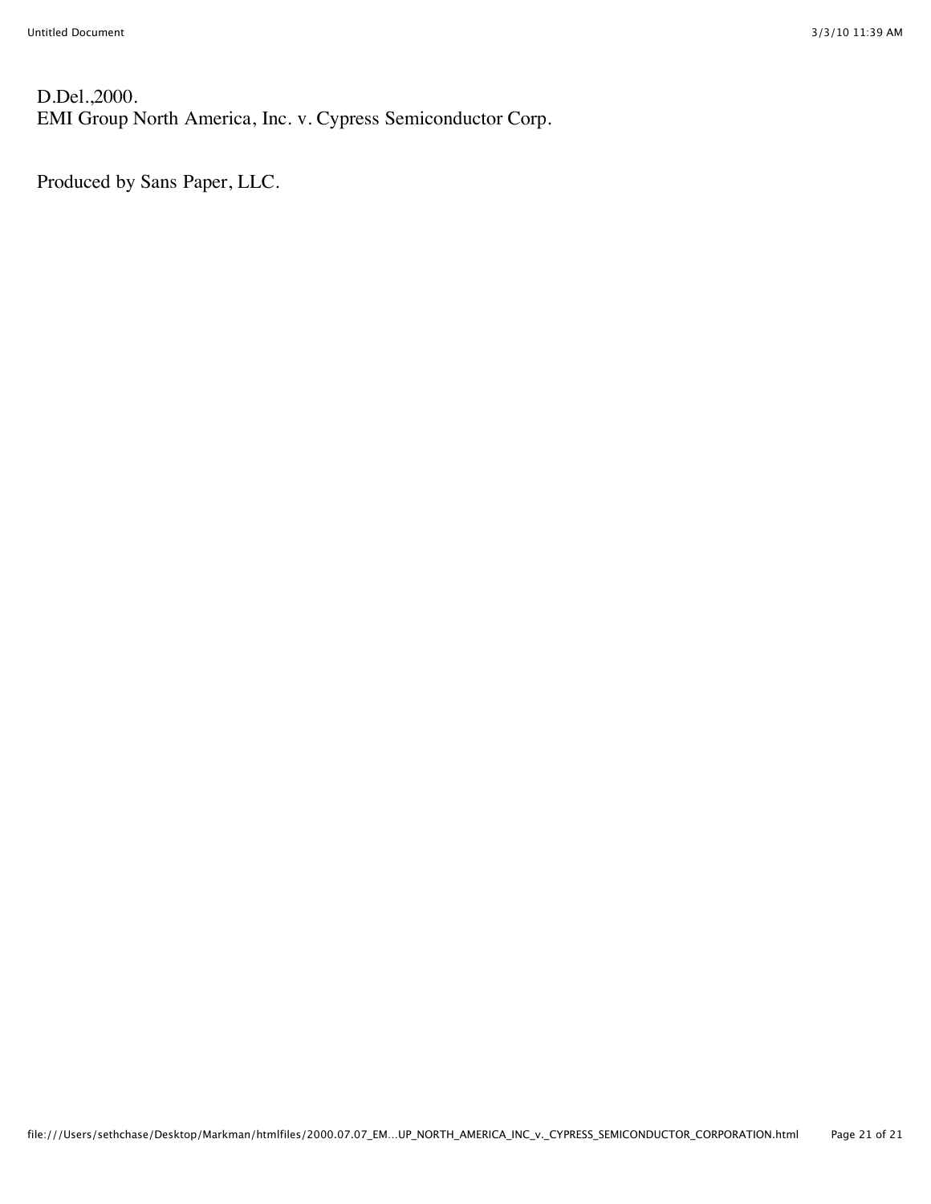D.Del.,2000.
EMI Group North America, Inc. v. Cypress Semiconductor Corp.

Produced by Sans Paper, LLC.